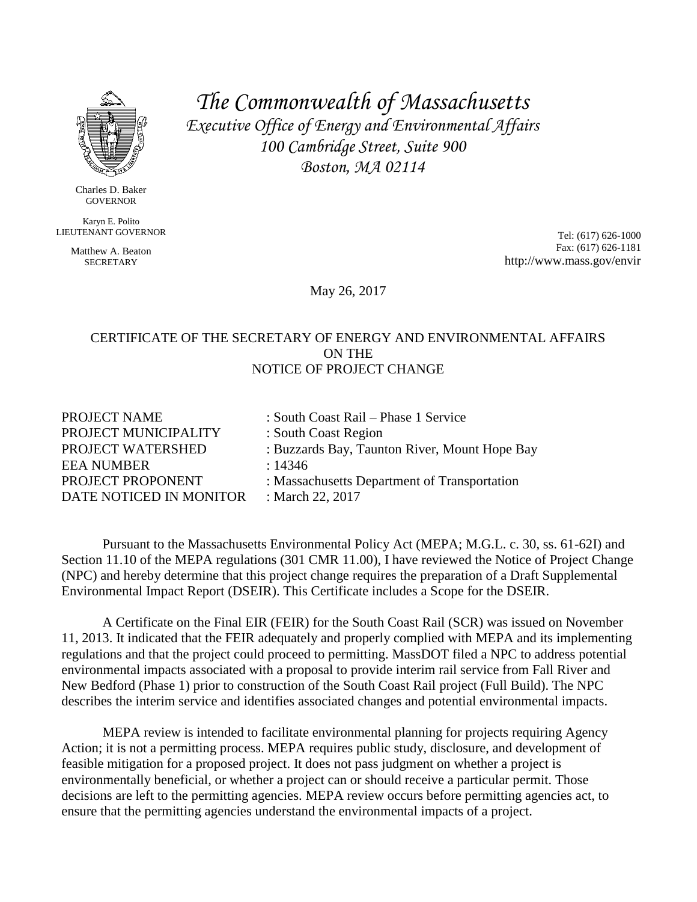# *The Commonwealth of Massachusetts*

*Executive Office of Energy and Environmental Affairs*
*100 Cambridge Street, Suite 900*
*Boston, MA 02114*

Charles D. Baker
GOVERNOR

Karyn E. Polito
LIEUTENANT GOVERNOR

Matthew A. Beaton
SECRETARY

Tel: (617) 626-1000
Fax: (617) 626-1181
http://www.mass.gov/envir

May 26, 2017

## CERTIFICATE OF THE SECRETARY OF ENERGY AND ENVIRONMENTAL AFFAIRS ON THE NOTICE OF PROJECT CHANGE

| | |
|---|---|
| PROJECT NAME | : South Coast Rail – Phase 1 Service |
| PROJECT MUNICIPALITY | : South Coast Region |
| PROJECT WATERSHED | : Buzzards Bay, Taunton River, Mount Hope Bay |
| EEA NUMBER | : 14346 |
| PROJECT PROPONENT | : Massachusetts Department of Transportation |
| DATE NOTICED IN MONITOR | : March 22, 2017 |

Pursuant to the Massachusetts Environmental Policy Act (MEPA; M.G.L. c. 30, ss. 61-62I) and Section 11.10 of the MEPA regulations (301 CMR 11.00), I have reviewed the Notice of Project Change (NPC) and hereby determine that this project change requires the preparation of a Draft Supplemental Environmental Impact Report (DSEIR). This Certificate includes a Scope for the DSEIR.

A Certificate on the Final EIR (FEIR) for the South Coast Rail (SCR) was issued on November 11, 2013. It indicated that the FEIR adequately and properly complied with MEPA and its implementing regulations and that the project could proceed to permitting. MassDOT filed a NPC to address potential environmental impacts associated with a proposal to provide interim rail service from Fall River and New Bedford (Phase 1) prior to construction of the South Coast Rail project (Full Build). The NPC describes the interim service and identifies associated changes and potential environmental impacts.

MEPA review is intended to facilitate environmental planning for projects requiring Agency Action; it is not a permitting process. MEPA requires public study, disclosure, and development of feasible mitigation for a proposed project. It does not pass judgment on whether a project is environmentally beneficial, or whether a project can or should receive a particular permit. Those decisions are left to the permitting agencies. MEPA review occurs before permitting agencies act, to ensure that the permitting agencies understand the environmental impacts of a project.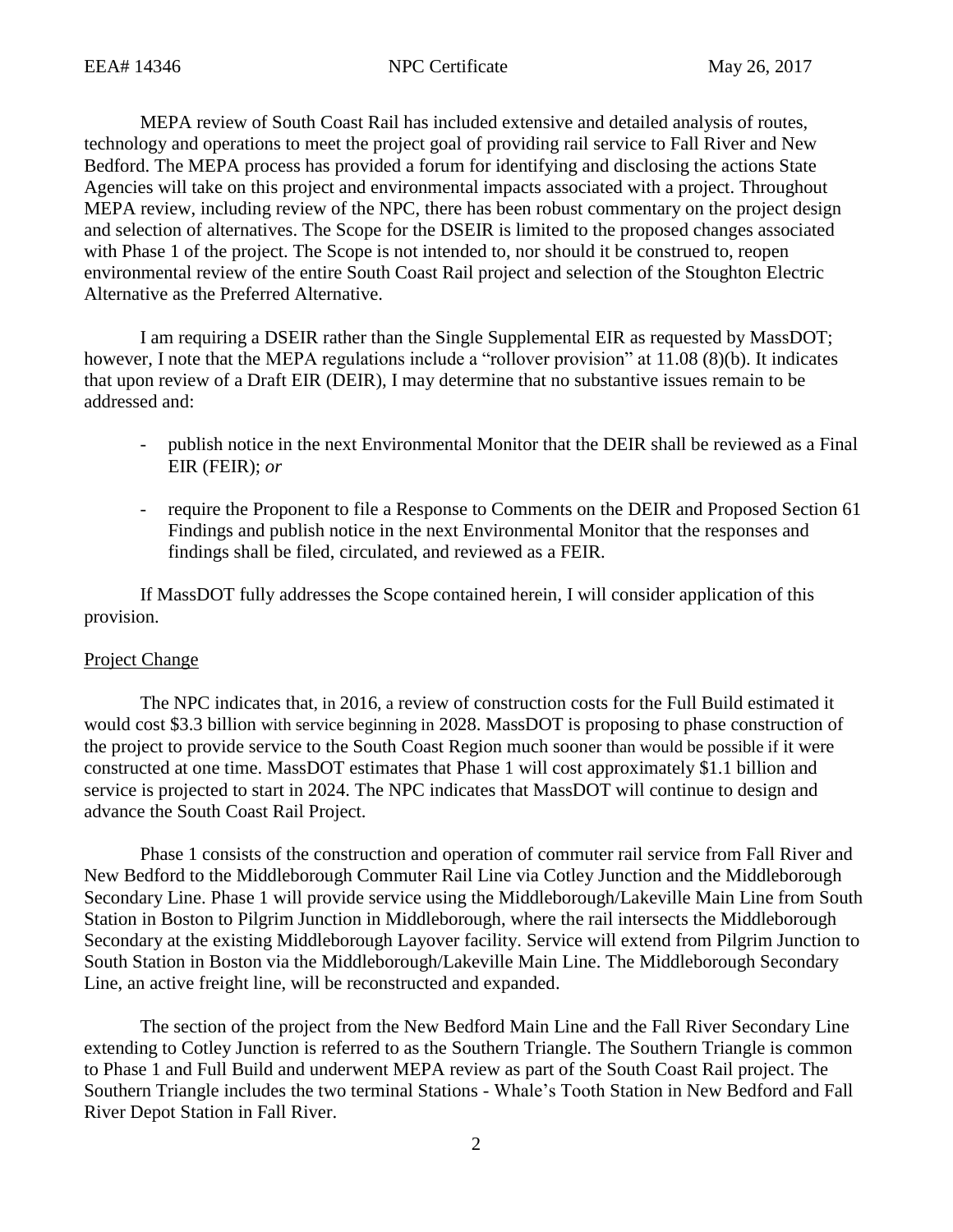MEPA review of South Coast Rail has included extensive and detailed analysis of routes, technology and operations to meet the project goal of providing rail service to Fall River and New Bedford. The MEPA process has provided a forum for identifying and disclosing the actions State Agencies will take on this project and environmental impacts associated with a project. Throughout MEPA review, including review of the NPC, there has been robust commentary on the project design and selection of alternatives. The Scope for the DSEIR is limited to the proposed changes associated with Phase 1 of the project. The Scope is not intended to, nor should it be construed to, reopen environmental review of the entire South Coast Rail project and selection of the Stoughton Electric Alternative as the Preferred Alternative.

I am requiring a DSEIR rather than the Single Supplemental EIR as requested by MassDOT; however, I note that the MEPA regulations include a "rollover provision" at 11.08 (8)(b). It indicates that upon review of a Draft EIR (DEIR), I may determine that no substantive issues remain to be addressed and:

- publish notice in the next Environmental Monitor that the DEIR shall be reviewed as a Final EIR (FEIR); *or*
- require the Proponent to file a Response to Comments on the DEIR and Proposed Section 61 Findings and publish notice in the next Environmental Monitor that the responses and findings shall be filed, circulated, and reviewed as a FEIR.

If MassDOT fully addresses the Scope contained herein, I will consider application of this provision.

Project Change

The NPC indicates that, in 2016, a review of construction costs for the Full Build estimated it would cost $3.3 billion with service beginning in 2028. MassDOT is proposing to phase construction of the project to provide service to the South Coast Region much sooner than would be possible if it were constructed at one time. MassDOT estimates that Phase 1 will cost approximately $1.1 billion and service is projected to start in 2024. The NPC indicates that MassDOT will continue to design and advance the South Coast Rail Project.

Phase 1 consists of the construction and operation of commuter rail service from Fall River and New Bedford to the Middleborough Commuter Rail Line via Cotley Junction and the Middleborough Secondary Line. Phase 1 will provide service using the Middleborough/Lakeville Main Line from South Station in Boston to Pilgrim Junction in Middleborough, where the rail intersects the Middleborough Secondary at the existing Middleborough Layover facility. Service will extend from Pilgrim Junction to South Station in Boston via the Middleborough/Lakeville Main Line. The Middleborough Secondary Line, an active freight line, will be reconstructed and expanded.

The section of the project from the New Bedford Main Line and the Fall River Secondary Line extending to Cotley Junction is referred to as the Southern Triangle. The Southern Triangle is common to Phase 1 and Full Build and underwent MEPA review as part of the South Coast Rail project. The Southern Triangle includes the two terminal Stations - Whale's Tooth Station in New Bedford and Fall River Depot Station in Fall River.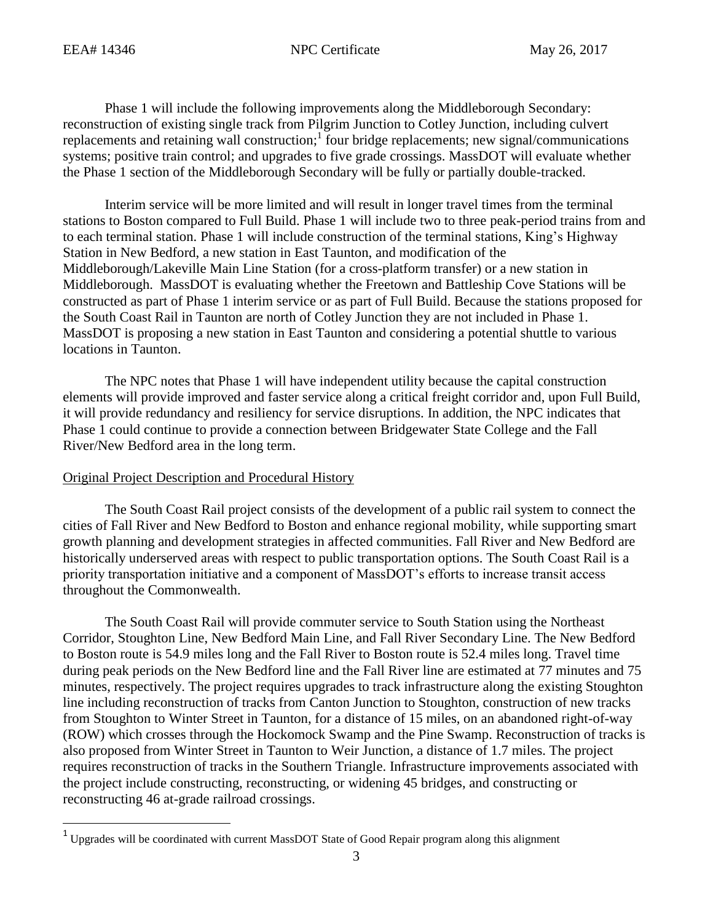Phase 1 will include the following improvements along the Middleborough Secondary: reconstruction of existing single track from Pilgrim Junction to Cotley Junction, including culvert replacements and retaining wall construction;[1] four bridge replacements; new signal/communications systems; positive train control; and upgrades to five grade crossings. MassDOT will evaluate whether the Phase 1 section of the Middleborough Secondary will be fully or partially double-tracked.

Interim service will be more limited and will result in longer travel times from the terminal stations to Boston compared to Full Build. Phase 1 will include two to three peak-period trains from and to each terminal station. Phase 1 will include construction of the terminal stations, King's Highway Station in New Bedford, a new station in East Taunton, and modification of the Middleborough/Lakeville Main Line Station (for a cross-platform transfer) or a new station in Middleborough. MassDOT is evaluating whether the Freetown and Battleship Cove Stations will be constructed as part of Phase 1 interim service or as part of Full Build. Because the stations proposed for the South Coast Rail in Taunton are north of Cotley Junction they are not included in Phase 1. MassDOT is proposing a new station in East Taunton and considering a potential shuttle to various locations in Taunton.

The NPC notes that Phase 1 will have independent utility because the capital construction elements will provide improved and faster service along a critical freight corridor and, upon Full Build, it will provide redundancy and resiliency for service disruptions. In addition, the NPC indicates that Phase 1 could continue to provide a connection between Bridgewater State College and the Fall River/New Bedford area in the long term.

## Original Project Description and Procedural History

The South Coast Rail project consists of the development of a public rail system to connect the cities of Fall River and New Bedford to Boston and enhance regional mobility, while supporting smart growth planning and development strategies in affected communities. Fall River and New Bedford are historically underserved areas with respect to public transportation options. The South Coast Rail is a priority transportation initiative and a component of MassDOT's efforts to increase transit access throughout the Commonwealth.

The South Coast Rail will provide commuter service to South Station using the Northeast Corridor, Stoughton Line, New Bedford Main Line, and Fall River Secondary Line. The New Bedford to Boston route is 54.9 miles long and the Fall River to Boston route is 52.4 miles long. Travel time during peak periods on the New Bedford line and the Fall River line are estimated at 77 minutes and 75 minutes, respectively. The project requires upgrades to track infrastructure along the existing Stoughton line including reconstruction of tracks from Canton Junction to Stoughton, construction of new tracks from Stoughton to Winter Street in Taunton, for a distance of 15 miles, on an abandoned right-of-way (ROW) which crosses through the Hockomock Swamp and the Pine Swamp. Reconstruction of tracks is also proposed from Winter Street in Taunton to Weir Junction, a distance of 1.7 miles. The project requires reconstruction of tracks in the Southern Triangle. Infrastructure improvements associated with the project include constructing, reconstructing, or widening 45 bridges, and constructing or reconstructing 46 at-grade railroad crossings.

---

[1] Upgrades will be coordinated with current MassDOT State of Good Repair program along this alignment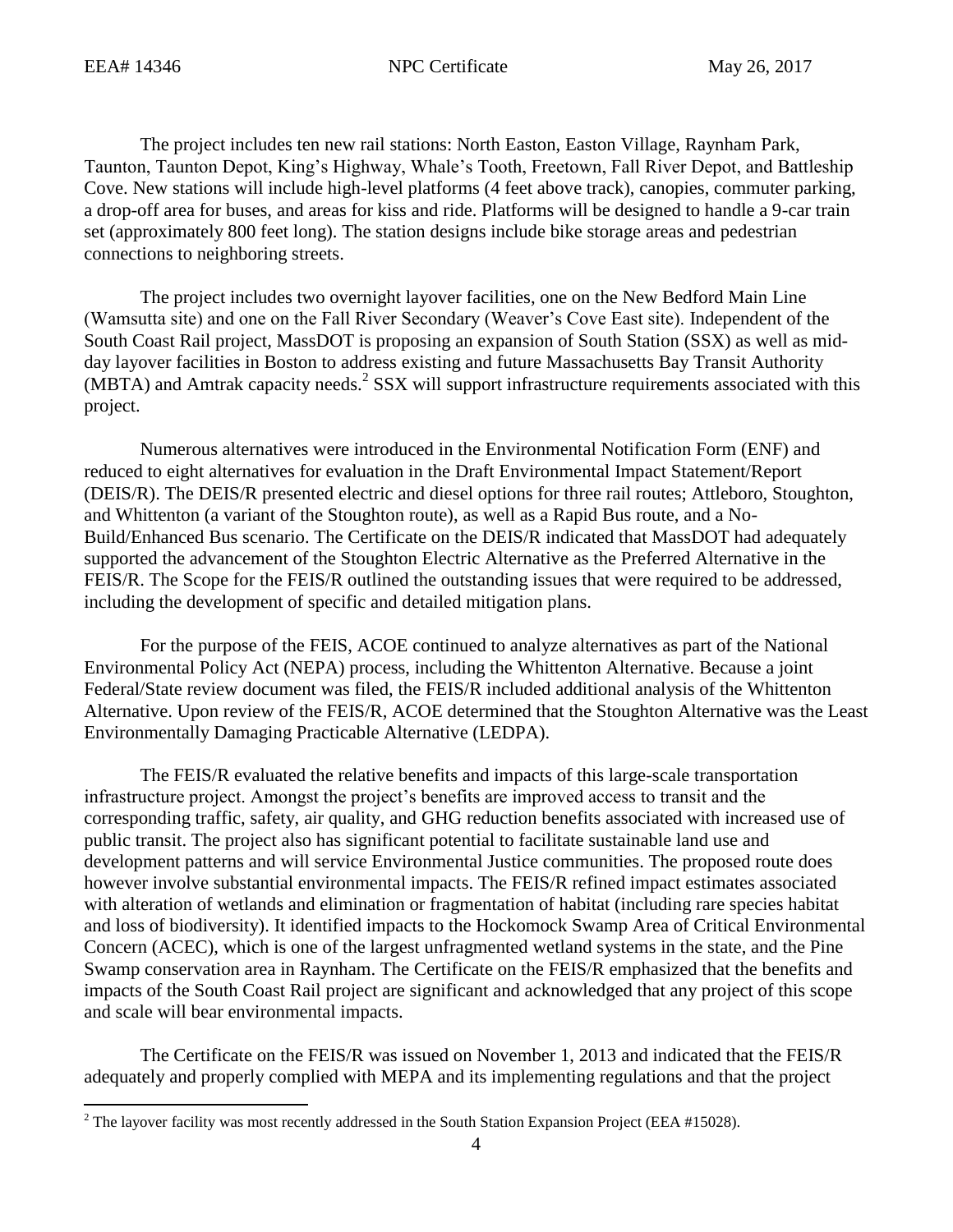The project includes ten new rail stations: North Easton, Easton Village, Raynham Park, Taunton, Taunton Depot, King's Highway, Whale's Tooth, Freetown, Fall River Depot, and Battleship Cove. New stations will include high-level platforms (4 feet above track), canopies, commuter parking, a drop-off area for buses, and areas for kiss and ride. Platforms will be designed to handle a 9-car train set (approximately 800 feet long). The station designs include bike storage areas and pedestrian connections to neighboring streets.

The project includes two overnight layover facilities, one on the New Bedford Main Line (Wamsutta site) and one on the Fall River Secondary (Weaver's Cove East site). Independent of the South Coast Rail project, MassDOT is proposing an expansion of South Station (SSX) as well as mid-day layover facilities in Boston to address existing and future Massachusetts Bay Transit Authority (MBTA) and Amtrak capacity needs.[2] SSX will support infrastructure requirements associated with this project.

Numerous alternatives were introduced in the Environmental Notification Form (ENF) and reduced to eight alternatives for evaluation in the Draft Environmental Impact Statement/Report (DEIS/R). The DEIS/R presented electric and diesel options for three rail routes; Attleboro, Stoughton, and Whittenton (a variant of the Stoughton route), as well as a Rapid Bus route, and a No-Build/Enhanced Bus scenario. The Certificate on the DEIS/R indicated that MassDOT had adequately supported the advancement of the Stoughton Electric Alternative as the Preferred Alternative in the FEIS/R. The Scope for the FEIS/R outlined the outstanding issues that were required to be addressed, including the development of specific and detailed mitigation plans.

For the purpose of the FEIS, ACOE continued to analyze alternatives as part of the National Environmental Policy Act (NEPA) process, including the Whittenton Alternative. Because a joint Federal/State review document was filed, the FEIS/R included additional analysis of the Whittenton Alternative. Upon review of the FEIS/R, ACOE determined that the Stoughton Alternative was the Least Environmentally Damaging Practicable Alternative (LEDPA).

The FEIS/R evaluated the relative benefits and impacts of this large-scale transportation infrastructure project. Amongst the project's benefits are improved access to transit and the corresponding traffic, safety, air quality, and GHG reduction benefits associated with increased use of public transit. The project also has significant potential to facilitate sustainable land use and development patterns and will service Environmental Justice communities. The proposed route does however involve substantial environmental impacts. The FEIS/R refined impact estimates associated with alteration of wetlands and elimination or fragmentation of habitat (including rare species habitat and loss of biodiversity). It identified impacts to the Hockomock Swamp Area of Critical Environmental Concern (ACEC), which is one of the largest unfragmented wetland systems in the state, and the Pine Swamp conservation area in Raynham. The Certificate on the FEIS/R emphasized that the benefits and impacts of the South Coast Rail project are significant and acknowledged that any project of this scope and scale will bear environmental impacts.

The Certificate on the FEIS/R was issued on November 1, 2013 and indicated that the FEIS/R adequately and properly complied with MEPA and its implementing regulations and that the project

[2] The layover facility was most recently addressed in the South Station Expansion Project (EEA #15028).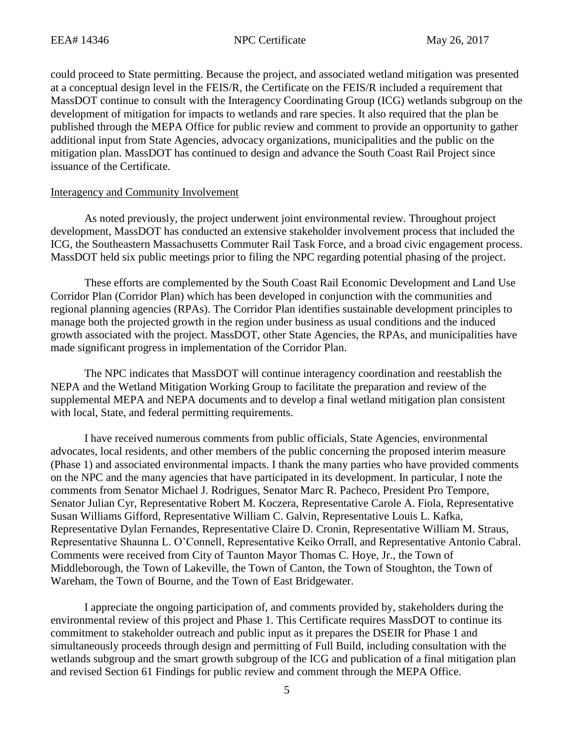could proceed to State permitting. Because the project, and associated wetland mitigation was presented at a conceptual design level in the FEIS/R, the Certificate on the FEIS/R included a requirement that MassDOT continue to consult with the Interagency Coordinating Group (ICG) wetlands subgroup on the development of mitigation for impacts to wetlands and rare species. It also required that the plan be published through the MEPA Office for public review and comment to provide an opportunity to gather additional input from State Agencies, advocacy organizations, municipalities and the public on the mitigation plan. MassDOT has continued to design and advance the South Coast Rail Project since issuance of the Certificate.

Interagency and Community Involvement

As noted previously, the project underwent joint environmental review. Throughout project development, MassDOT has conducted an extensive stakeholder involvement process that included the ICG, the Southeastern Massachusetts Commuter Rail Task Force, and a broad civic engagement process. MassDOT held six public meetings prior to filing the NPC regarding potential phasing of the project.

These efforts are complemented by the South Coast Rail Economic Development and Land Use Corridor Plan (Corridor Plan) which has been developed in conjunction with the communities and regional planning agencies (RPAs). The Corridor Plan identifies sustainable development principles to manage both the projected growth in the region under business as usual conditions and the induced growth associated with the project. MassDOT, other State Agencies, the RPAs, and municipalities have made significant progress in implementation of the Corridor Plan.

The NPC indicates that MassDOT will continue interagency coordination and reestablish the NEPA and the Wetland Mitigation Working Group to facilitate the preparation and review of the supplemental MEPA and NEPA documents and to develop a final wetland mitigation plan consistent with local, State, and federal permitting requirements.

I have received numerous comments from public officials, State Agencies, environmental advocates, local residents, and other members of the public concerning the proposed interim measure (Phase 1) and associated environmental impacts. I thank the many parties who have provided comments on the NPC and the many agencies that have participated in its development. In particular, I note the comments from Senator Michael J. Rodrigues, Senator Marc R. Pacheco, President Pro Tempore, Senator Julian Cyr, Representative Robert M. Koczera, Representative Carole A. Fiola, Representative Susan Williams Gifford, Representative William C. Galvin, Representative Louis L. Kafka, Representative Dylan Fernandes, Representative Claire D. Cronin, Representative William M. Straus, Representative Shaunna L. O'Connell, Representative Keiko Orrall, and Representative Antonio Cabral. Comments were received from City of Taunton Mayor Thomas C. Hoye, Jr., the Town of Middleborough, the Town of Lakeville, the Town of Canton, the Town of Stoughton, the Town of Wareham, the Town of Bourne, and the Town of East Bridgewater.

I appreciate the ongoing participation of, and comments provided by, stakeholders during the environmental review of this project and Phase 1. This Certificate requires MassDOT to continue its commitment to stakeholder outreach and public input as it prepares the DSEIR for Phase 1 and simultaneously proceeds through design and permitting of Full Build, including consultation with the wetlands subgroup and the smart growth subgroup of the ICG and publication of a final mitigation plan and revised Section 61 Findings for public review and comment through the MEPA Office.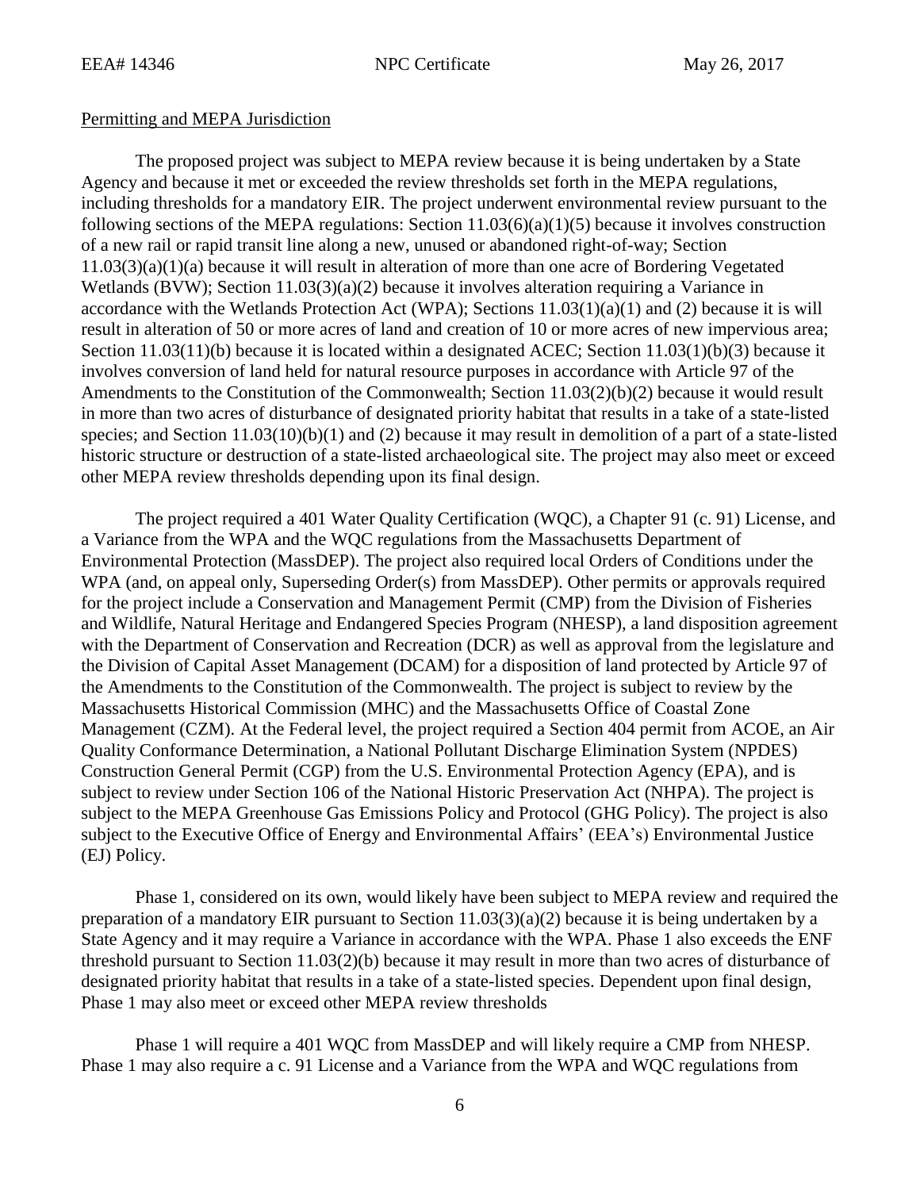Permitting and MEPA Jurisdiction

The proposed project was subject to MEPA review because it is being undertaken by a State Agency and because it met or exceeded the review thresholds set forth in the MEPA regulations, including thresholds for a mandatory EIR. The project underwent environmental review pursuant to the following sections of the MEPA regulations: Section 11.03(6)(a)(1)(5) because it involves construction of a new rail or rapid transit line along a new, unused or abandoned right-of-way; Section 11.03(3)(a)(1)(a) because it will result in alteration of more than one acre of Bordering Vegetated Wetlands (BVW); Section 11.03(3)(a)(2) because it involves alteration requiring a Variance in accordance with the Wetlands Protection Act (WPA); Sections 11.03(1)(a)(1) and (2) because it is will result in alteration of 50 or more acres of land and creation of 10 or more acres of new impervious area; Section 11.03(11)(b) because it is located within a designated ACEC; Section 11.03(1)(b)(3) because it involves conversion of land held for natural resource purposes in accordance with Article 97 of the Amendments to the Constitution of the Commonwealth; Section 11.03(2)(b)(2) because it would result in more than two acres of disturbance of designated priority habitat that results in a take of a state-listed species; and Section 11.03(10)(b)(1) and (2) because it may result in demolition of a part of a state-listed historic structure or destruction of a state-listed archaeological site. The project may also meet or exceed other MEPA review thresholds depending upon its final design.

The project required a 401 Water Quality Certification (WQC), a Chapter 91 (c. 91) License, and a Variance from the WPA and the WQC regulations from the Massachusetts Department of Environmental Protection (MassDEP). The project also required local Orders of Conditions under the WPA (and, on appeal only, Superseding Order(s) from MassDEP). Other permits or approvals required for the project include a Conservation and Management Permit (CMP) from the Division of Fisheries and Wildlife, Natural Heritage and Endangered Species Program (NHESP), a land disposition agreement with the Department of Conservation and Recreation (DCR) as well as approval from the legislature and the Division of Capital Asset Management (DCAM) for a disposition of land protected by Article 97 of the Amendments to the Constitution of the Commonwealth. The project is subject to review by the Massachusetts Historical Commission (MHC) and the Massachusetts Office of Coastal Zone Management (CZM). At the Federal level, the project required a Section 404 permit from ACOE, an Air Quality Conformance Determination, a National Pollutant Discharge Elimination System (NPDES) Construction General Permit (CGP) from the U.S. Environmental Protection Agency (EPA), and is subject to review under Section 106 of the National Historic Preservation Act (NHPA). The project is subject to the MEPA Greenhouse Gas Emissions Policy and Protocol (GHG Policy). The project is also subject to the Executive Office of Energy and Environmental Affairs' (EEA's) Environmental Justice (EJ) Policy.

Phase 1, considered on its own, would likely have been subject to MEPA review and required the preparation of a mandatory EIR pursuant to Section 11.03(3)(a)(2) because it is being undertaken by a State Agency and it may require a Variance in accordance with the WPA. Phase 1 also exceeds the ENF threshold pursuant to Section 11.03(2)(b) because it may result in more than two acres of disturbance of designated priority habitat that results in a take of a state-listed species. Dependent upon final design, Phase 1 may also meet or exceed other MEPA review thresholds

Phase 1 will require a 401 WQC from MassDEP and will likely require a CMP from NHESP. Phase 1 may also require a c. 91 License and a Variance from the WPA and WQC regulations from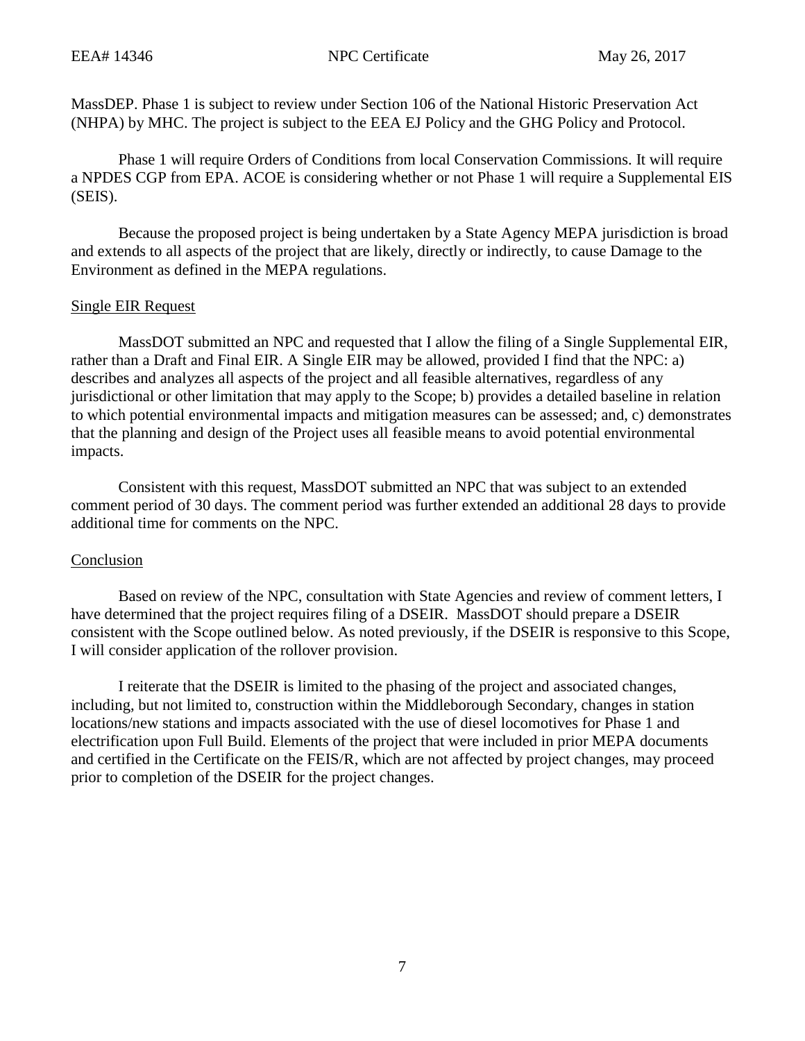MassDEP. Phase 1 is subject to review under Section 106 of the National Historic Preservation Act (NHPA) by MHC. The project is subject to the EEA EJ Policy and the GHG Policy and Protocol.

Phase 1 will require Orders of Conditions from local Conservation Commissions. It will require a NPDES CGP from EPA. ACOE is considering whether or not Phase 1 will require a Supplemental EIS (SEIS).

Because the proposed project is being undertaken by a State Agency MEPA jurisdiction is broad and extends to all aspects of the project that are likely, directly or indirectly, to cause Damage to the Environment as defined in the MEPA regulations.

## Single EIR Request

MassDOT submitted an NPC and requested that I allow the filing of a Single Supplemental EIR, rather than a Draft and Final EIR. A Single EIR may be allowed, provided I find that the NPC: a) describes and analyzes all aspects of the project and all feasible alternatives, regardless of any jurisdictional or other limitation that may apply to the Scope; b) provides a detailed baseline in relation to which potential environmental impacts and mitigation measures can be assessed; and, c) demonstrates that the planning and design of the Project uses all feasible means to avoid potential environmental impacts.

Consistent with this request, MassDOT submitted an NPC that was subject to an extended comment period of 30 days. The comment period was further extended an additional 28 days to provide additional time for comments on the NPC.

## Conclusion

Based on review of the NPC, consultation with State Agencies and review of comment letters, I have determined that the project requires filing of a DSEIR. MassDOT should prepare a DSEIR consistent with the Scope outlined below. As noted previously, if the DSEIR is responsive to this Scope, I will consider application of the rollover provision.

I reiterate that the DSEIR is limited to the phasing of the project and associated changes, including, but not limited to, construction within the Middleborough Secondary, changes in station locations/new stations and impacts associated with the use of diesel locomotives for Phase 1 and electrification upon Full Build. Elements of the project that were included in prior MEPA documents and certified in the Certificate on the FEIS/R, which are not affected by project changes, may proceed prior to completion of the DSEIR for the project changes.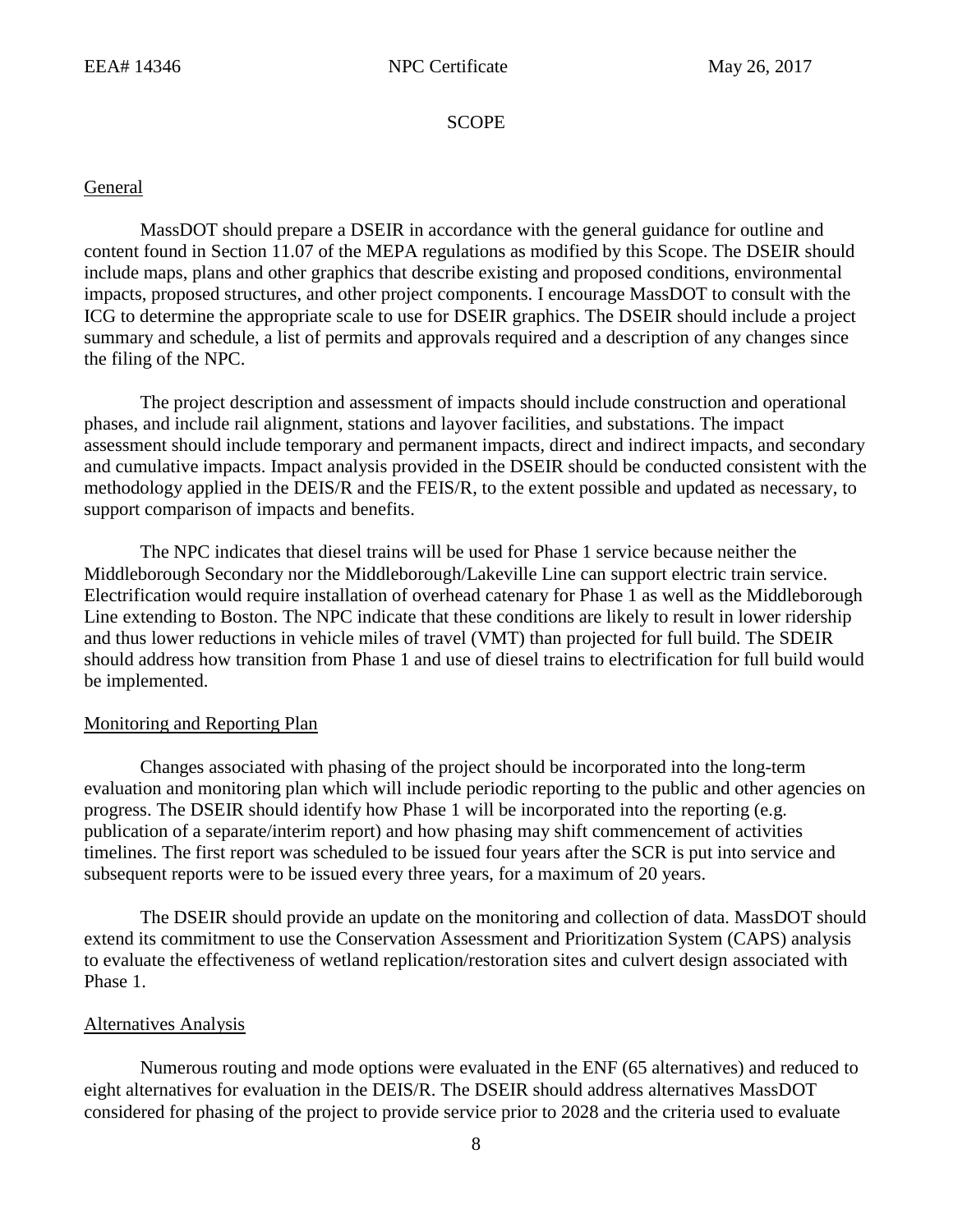# SCOPE

## General

MassDOT should prepare a DSEIR in accordance with the general guidance for outline and content found in Section 11.07 of the MEPA regulations as modified by this Scope. The DSEIR should include maps, plans and other graphics that describe existing and proposed conditions, environmental impacts, proposed structures, and other project components. I encourage MassDOT to consult with the ICG to determine the appropriate scale to use for DSEIR graphics. The DSEIR should include a project summary and schedule, a list of permits and approvals required and a description of any changes since the filing of the NPC.

The project description and assessment of impacts should include construction and operational phases, and include rail alignment, stations and layover facilities, and substations. The impact assessment should include temporary and permanent impacts, direct and indirect impacts, and secondary and cumulative impacts. Impact analysis provided in the DSEIR should be conducted consistent with the methodology applied in the DEIS/R and the FEIS/R, to the extent possible and updated as necessary, to support comparison of impacts and benefits.

The NPC indicates that diesel trains will be used for Phase 1 service because neither the Middleborough Secondary nor the Middleborough/Lakeville Line can support electric train service. Electrification would require installation of overhead catenary for Phase 1 as well as the Middleborough Line extending to Boston. The NPC indicate that these conditions are likely to result in lower ridership and thus lower reductions in vehicle miles of travel (VMT) than projected for full build. The SDEIR should address how transition from Phase 1 and use of diesel trains to electrification for full build would be implemented.

## Monitoring and Reporting Plan

Changes associated with phasing of the project should be incorporated into the long-term evaluation and monitoring plan which will include periodic reporting to the public and other agencies on progress. The DSEIR should identify how Phase 1 will be incorporated into the reporting (e.g. publication of a separate/interim report) and how phasing may shift commencement of activities timelines. The first report was scheduled to be issued four years after the SCR is put into service and subsequent reports were to be issued every three years, for a maximum of 20 years.

The DSEIR should provide an update on the monitoring and collection of data. MassDOT should extend its commitment to use the Conservation Assessment and Prioritization System (CAPS) analysis to evaluate the effectiveness of wetland replication/restoration sites and culvert design associated with Phase 1.

## Alternatives Analysis

Numerous routing and mode options were evaluated in the ENF (65 alternatives) and reduced to eight alternatives for evaluation in the DEIS/R. The DSEIR should address alternatives MassDOT considered for phasing of the project to provide service prior to 2028 and the criteria used to evaluate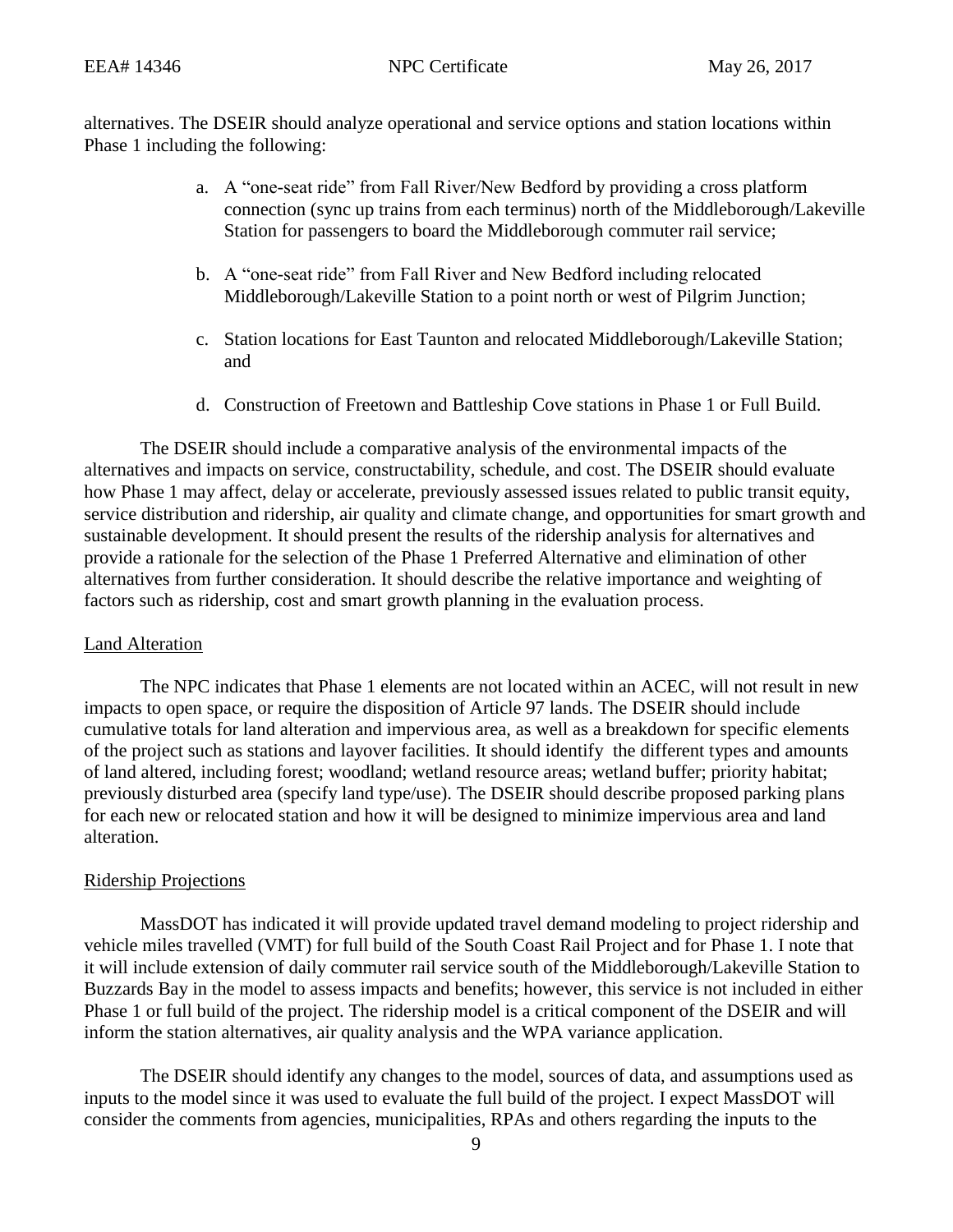alternatives. The DSEIR should analyze operational and service options and station locations within Phase 1 including the following:

a. A "one-seat ride" from Fall River/New Bedford by providing a cross platform connection (sync up trains from each terminus) north of the Middleborough/Lakeville Station for passengers to board the Middleborough commuter rail service;

b. A "one-seat ride" from Fall River and New Bedford including relocated Middleborough/Lakeville Station to a point north or west of Pilgrim Junction;

c. Station locations for East Taunton and relocated Middleborough/Lakeville Station; and

d. Construction of Freetown and Battleship Cove stations in Phase 1 or Full Build.

The DSEIR should include a comparative analysis of the environmental impacts of the alternatives and impacts on service, constructability, schedule, and cost. The DSEIR should evaluate how Phase 1 may affect, delay or accelerate, previously assessed issues related to public transit equity, service distribution and ridership, air quality and climate change, and opportunities for smart growth and sustainable development. It should present the results of the ridership analysis for alternatives and provide a rationale for the selection of the Phase 1 Preferred Alternative and elimination of other alternatives from further consideration. It should describe the relative importance and weighting of factors such as ridership, cost and smart growth planning in the evaluation process.

## Land Alteration

The NPC indicates that Phase 1 elements are not located within an ACEC, will not result in new impacts to open space, or require the disposition of Article 97 lands. The DSEIR should include cumulative totals for land alteration and impervious area, as well as a breakdown for specific elements of the project such as stations and layover facilities. It should identify the different types and amounts of land altered, including forest; woodland; wetland resource areas; wetland buffer; priority habitat; previously disturbed area (specify land type/use). The DSEIR should describe proposed parking plans for each new or relocated station and how it will be designed to minimize impervious area and land alteration.

## Ridership Projections

MassDOT has indicated it will provide updated travel demand modeling to project ridership and vehicle miles travelled (VMT) for full build of the South Coast Rail Project and for Phase 1. I note that it will include extension of daily commuter rail service south of the Middleborough/Lakeville Station to Buzzards Bay in the model to assess impacts and benefits; however, this service is not included in either Phase 1 or full build of the project. The ridership model is a critical component of the DSEIR and will inform the station alternatives, air quality analysis and the WPA variance application.

The DSEIR should identify any changes to the model, sources of data, and assumptions used as inputs to the model since it was used to evaluate the full build of the project. I expect MassDOT will consider the comments from agencies, municipalities, RPAs and others regarding the inputs to the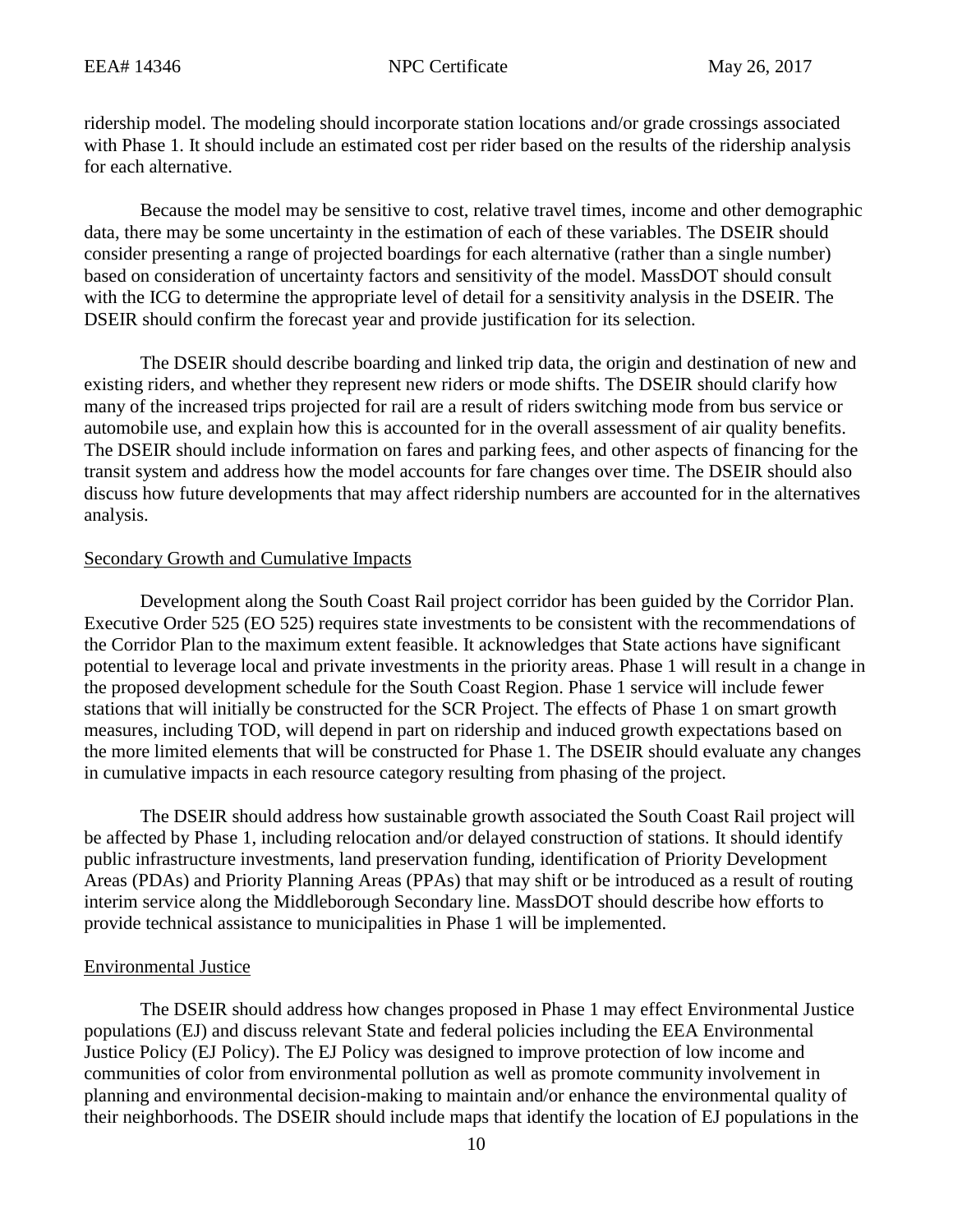ridership model. The modeling should incorporate station locations and/or grade crossings associated with Phase 1. It should include an estimated cost per rider based on the results of the ridership analysis for each alternative.

Because the model may be sensitive to cost, relative travel times, income and other demographic data, there may be some uncertainty in the estimation of each of these variables. The DSEIR should consider presenting a range of projected boardings for each alternative (rather than a single number) based on consideration of uncertainty factors and sensitivity of the model. MassDOT should consult with the ICG to determine the appropriate level of detail for a sensitivity analysis in the DSEIR. The DSEIR should confirm the forecast year and provide justification for its selection.

The DSEIR should describe boarding and linked trip data, the origin and destination of new and existing riders, and whether they represent new riders or mode shifts. The DSEIR should clarify how many of the increased trips projected for rail are a result of riders switching mode from bus service or automobile use, and explain how this is accounted for in the overall assessment of air quality benefits. The DSEIR should include information on fares and parking fees, and other aspects of financing for the transit system and address how the model accounts for fare changes over time. The DSEIR should also discuss how future developments that may affect ridership numbers are accounted for in the alternatives analysis.

## Secondary Growth and Cumulative Impacts

Development along the South Coast Rail project corridor has been guided by the Corridor Plan. Executive Order 525 (EO 525) requires state investments to be consistent with the recommendations of the Corridor Plan to the maximum extent feasible. It acknowledges that State actions have significant potential to leverage local and private investments in the priority areas. Phase 1 will result in a change in the proposed development schedule for the South Coast Region. Phase 1 service will include fewer stations that will initially be constructed for the SCR Project. The effects of Phase 1 on smart growth measures, including TOD, will depend in part on ridership and induced growth expectations based on the more limited elements that will be constructed for Phase 1. The DSEIR should evaluate any changes in cumulative impacts in each resource category resulting from phasing of the project.

The DSEIR should address how sustainable growth associated the South Coast Rail project will be affected by Phase 1, including relocation and/or delayed construction of stations. It should identify public infrastructure investments, land preservation funding, identification of Priority Development Areas (PDAs) and Priority Planning Areas (PPAs) that may shift or be introduced as a result of routing interim service along the Middleborough Secondary line. MassDOT should describe how efforts to provide technical assistance to municipalities in Phase 1 will be implemented.

## Environmental Justice

The DSEIR should address how changes proposed in Phase 1 may effect Environmental Justice populations (EJ) and discuss relevant State and federal policies including the EEA Environmental Justice Policy (EJ Policy). The EJ Policy was designed to improve protection of low income and communities of color from environmental pollution as well as promote community involvement in planning and environmental decision-making to maintain and/or enhance the environmental quality of their neighborhoods. The DSEIR should include maps that identify the location of EJ populations in the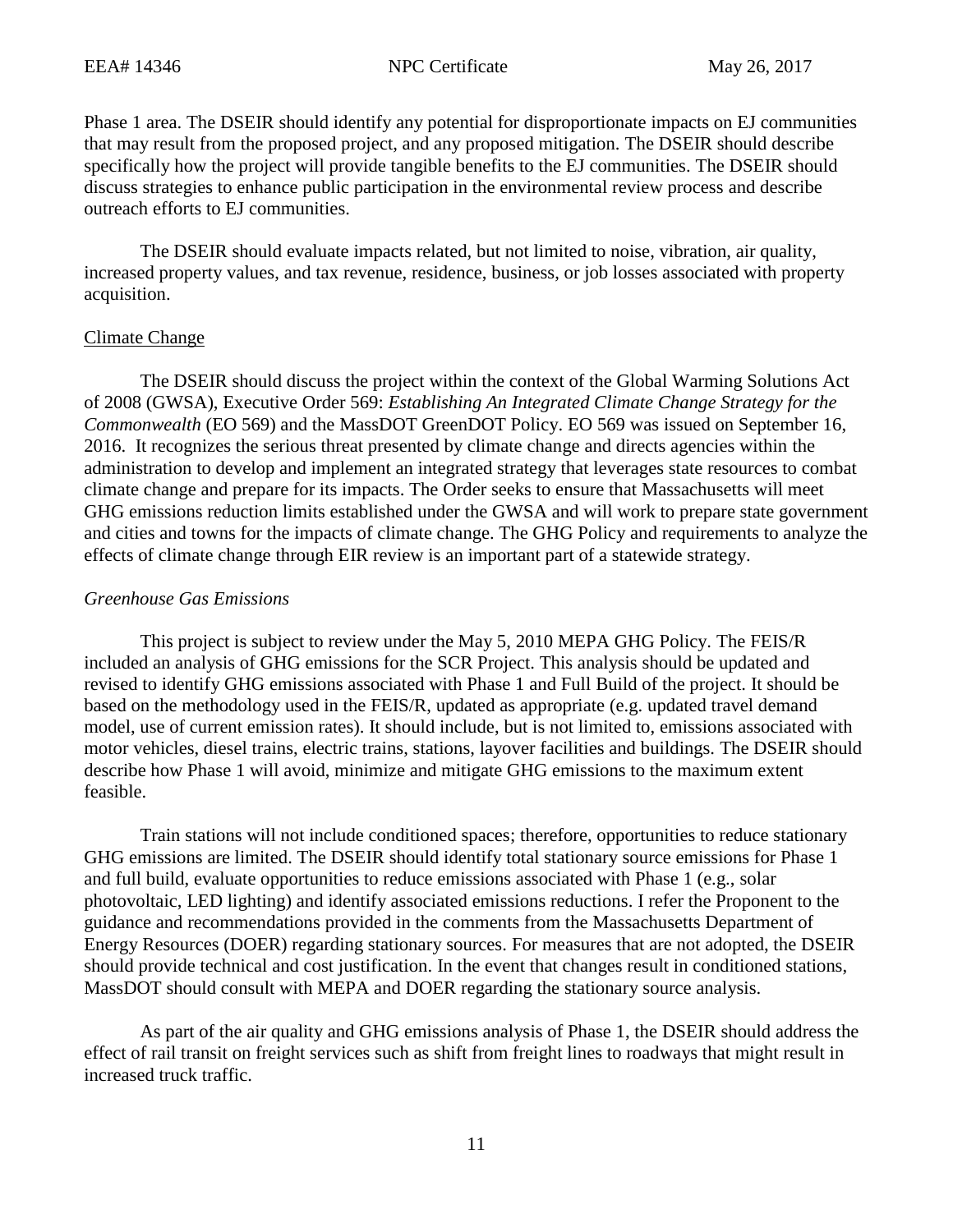Phase 1 area. The DSEIR should identify any potential for disproportionate impacts on EJ communities that may result from the proposed project, and any proposed mitigation. The DSEIR should describe specifically how the project will provide tangible benefits to the EJ communities. The DSEIR should discuss strategies to enhance public participation in the environmental review process and describe outreach efforts to EJ communities.

The DSEIR should evaluate impacts related, but not limited to noise, vibration, air quality, increased property values, and tax revenue, residence, business, or job losses associated with property acquisition.

## Climate Change

The DSEIR should discuss the project within the context of the Global Warming Solutions Act of 2008 (GWSA), Executive Order 569: *Establishing An Integrated Climate Change Strategy for the Commonwealth* (EO 569) and the MassDOT GreenDOT Policy. EO 569 was issued on September 16, 2016. It recognizes the serious threat presented by climate change and directs agencies within the administration to develop and implement an integrated strategy that leverages state resources to combat climate change and prepare for its impacts. The Order seeks to ensure that Massachusetts will meet GHG emissions reduction limits established under the GWSA and will work to prepare state government and cities and towns for the impacts of climate change. The GHG Policy and requirements to analyze the effects of climate change through EIR review is an important part of a statewide strategy.

### *Greenhouse Gas Emissions*

This project is subject to review under the May 5, 2010 MEPA GHG Policy. The FEIS/R included an analysis of GHG emissions for the SCR Project. This analysis should be updated and revised to identify GHG emissions associated with Phase 1 and Full Build of the project. It should be based on the methodology used in the FEIS/R, updated as appropriate (e.g. updated travel demand model, use of current emission rates). It should include, but is not limited to, emissions associated with motor vehicles, diesel trains, electric trains, stations, layover facilities and buildings. The DSEIR should describe how Phase 1 will avoid, minimize and mitigate GHG emissions to the maximum extent feasible.

Train stations will not include conditioned spaces; therefore, opportunities to reduce stationary GHG emissions are limited. The DSEIR should identify total stationary source emissions for Phase 1 and full build, evaluate opportunities to reduce emissions associated with Phase 1 (e.g., solar photovoltaic, LED lighting) and identify associated emissions reductions. I refer the Proponent to the guidance and recommendations provided in the comments from the Massachusetts Department of Energy Resources (DOER) regarding stationary sources. For measures that are not adopted, the DSEIR should provide technical and cost justification. In the event that changes result in conditioned stations, MassDOT should consult with MEPA and DOER regarding the stationary source analysis.

As part of the air quality and GHG emissions analysis of Phase 1, the DSEIR should address the effect of rail transit on freight services such as shift from freight lines to roadways that might result in increased truck traffic.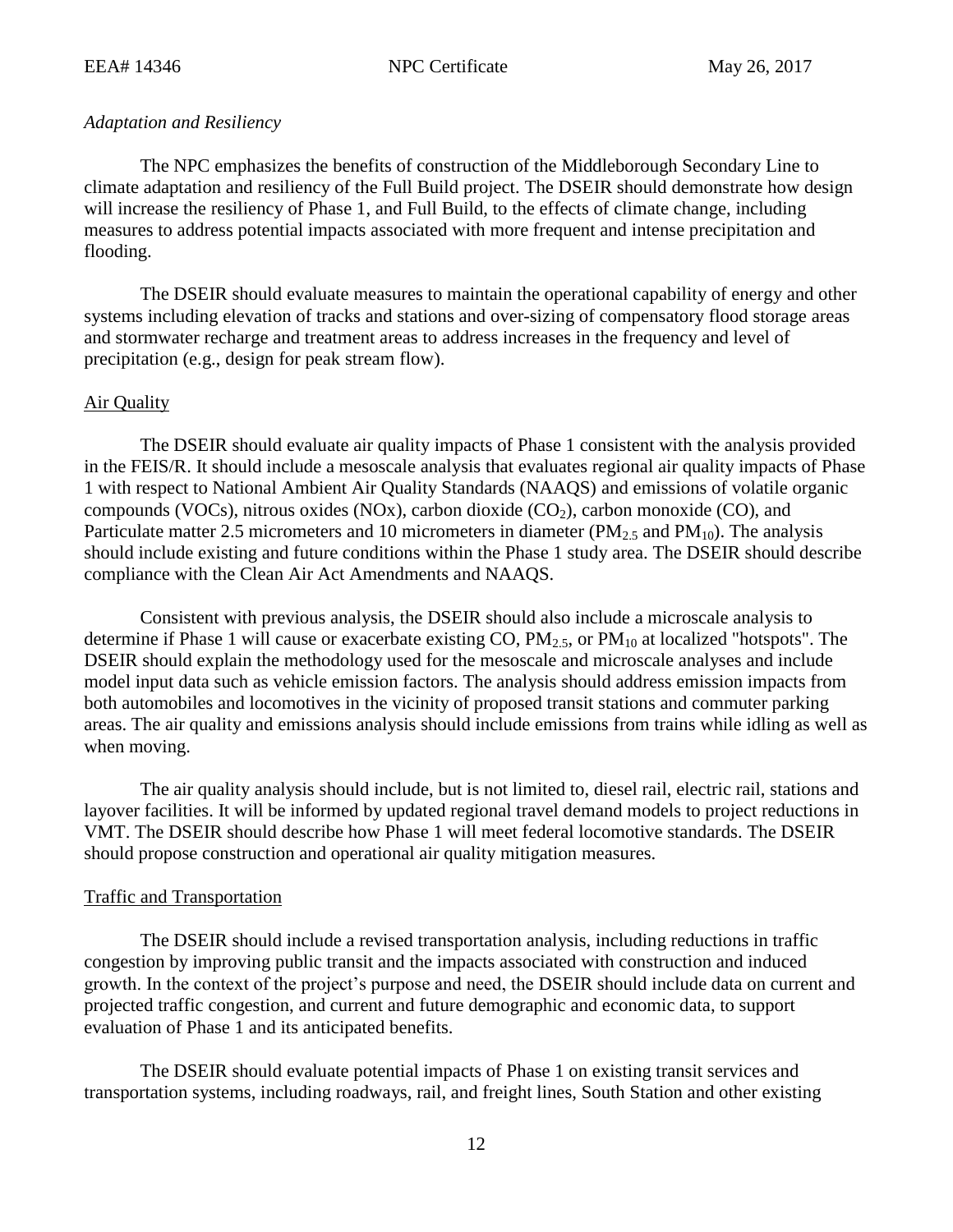*Adaptation and Resiliency*

The NPC emphasizes the benefits of construction of the Middleborough Secondary Line to climate adaptation and resiliency of the Full Build project. The DSEIR should demonstrate how design will increase the resiliency of Phase 1, and Full Build, to the effects of climate change, including measures to address potential impacts associated with more frequent and intense precipitation and flooding.

The DSEIR should evaluate measures to maintain the operational capability of energy and other systems including elevation of tracks and stations and over-sizing of compensatory flood storage areas and stormwater recharge and treatment areas to address increases in the frequency and level of precipitation (e.g., design for peak stream flow).

## Air Quality

The DSEIR should evaluate air quality impacts of Phase 1 consistent with the analysis provided in the FEIS/R. It should include a mesoscale analysis that evaluates regional air quality impacts of Phase 1 with respect to National Ambient Air Quality Standards (NAAQS) and emissions of volatile organic compounds (VOCs), nitrous oxides (NOx), carbon dioxide ($CO_2$), carbon monoxide (CO), and Particulate matter 2.5 micrometers and 10 micrometers in diameter ($PM_{2.5}$ and $PM_{10}$). The analysis should include existing and future conditions within the Phase 1 study area. The DSEIR should describe compliance with the Clean Air Act Amendments and NAAQS.

Consistent with previous analysis, the DSEIR should also include a microscale analysis to determine if Phase 1 will cause or exacerbate existing CO, $PM_{2.5}$, or $PM_{10}$ at localized "hotspots". The DSEIR should explain the methodology used for the mesoscale and microscale analyses and include model input data such as vehicle emission factors. The analysis should address emission impacts from both automobiles and locomotives in the vicinity of proposed transit stations and commuter parking areas. The air quality and emissions analysis should include emissions from trains while idling as well as when moving.

The air quality analysis should include, but is not limited to, diesel rail, electric rail, stations and layover facilities. It will be informed by updated regional travel demand models to project reductions in VMT. The DSEIR should describe how Phase 1 will meet federal locomotive standards. The DSEIR should propose construction and operational air quality mitigation measures.

## Traffic and Transportation

The DSEIR should include a revised transportation analysis, including reductions in traffic congestion by improving public transit and the impacts associated with construction and induced growth. In the context of the project's purpose and need, the DSEIR should include data on current and projected traffic congestion, and current and future demographic and economic data, to support evaluation of Phase 1 and its anticipated benefits.

The DSEIR should evaluate potential impacts of Phase 1 on existing transit services and transportation systems, including roadways, rail, and freight lines, South Station and other existing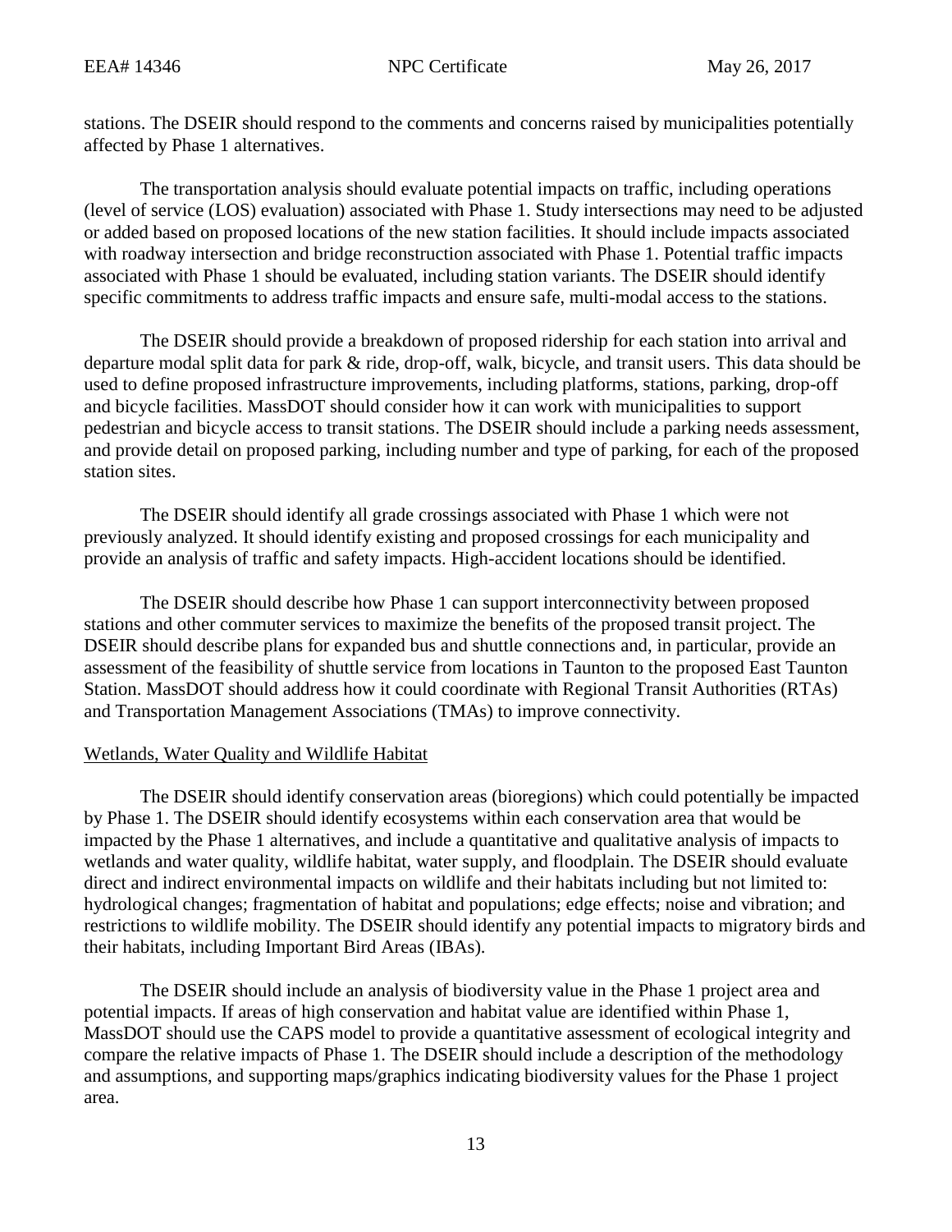stations. The DSEIR should respond to the comments and concerns raised by municipalities potentially affected by Phase 1 alternatives.

The transportation analysis should evaluate potential impacts on traffic, including operations (level of service (LOS) evaluation) associated with Phase 1. Study intersections may need to be adjusted or added based on proposed locations of the new station facilities. It should include impacts associated with roadway intersection and bridge reconstruction associated with Phase 1. Potential traffic impacts associated with Phase 1 should be evaluated, including station variants. The DSEIR should identify specific commitments to address traffic impacts and ensure safe, multi-modal access to the stations.

The DSEIR should provide a breakdown of proposed ridership for each station into arrival and departure modal split data for park & ride, drop-off, walk, bicycle, and transit users. This data should be used to define proposed infrastructure improvements, including platforms, stations, parking, drop-off and bicycle facilities. MassDOT should consider how it can work with municipalities to support pedestrian and bicycle access to transit stations. The DSEIR should include a parking needs assessment, and provide detail on proposed parking, including number and type of parking, for each of the proposed station sites.

The DSEIR should identify all grade crossings associated with Phase 1 which were not previously analyzed. It should identify existing and proposed crossings for each municipality and provide an analysis of traffic and safety impacts. High-accident locations should be identified.

The DSEIR should describe how Phase 1 can support interconnectivity between proposed stations and other commuter services to maximize the benefits of the proposed transit project. The DSEIR should describe plans for expanded bus and shuttle connections and, in particular, provide an assessment of the feasibility of shuttle service from locations in Taunton to the proposed East Taunton Station. MassDOT should address how it could coordinate with Regional Transit Authorities (RTAs) and Transportation Management Associations (TMAs) to improve connectivity.

## Wetlands, Water Quality and Wildlife Habitat

The DSEIR should identify conservation areas (bioregions) which could potentially be impacted by Phase 1. The DSEIR should identify ecosystems within each conservation area that would be impacted by the Phase 1 alternatives, and include a quantitative and qualitative analysis of impacts to wetlands and water quality, wildlife habitat, water supply, and floodplain. The DSEIR should evaluate direct and indirect environmental impacts on wildlife and their habitats including but not limited to: hydrological changes; fragmentation of habitat and populations; edge effects; noise and vibration; and restrictions to wildlife mobility. The DSEIR should identify any potential impacts to migratory birds and their habitats, including Important Bird Areas (IBAs).

The DSEIR should include an analysis of biodiversity value in the Phase 1 project area and potential impacts. If areas of high conservation and habitat value are identified within Phase 1, MassDOT should use the CAPS model to provide a quantitative assessment of ecological integrity and compare the relative impacts of Phase 1. The DSEIR should include a description of the methodology and assumptions, and supporting maps/graphics indicating biodiversity values for the Phase 1 project area.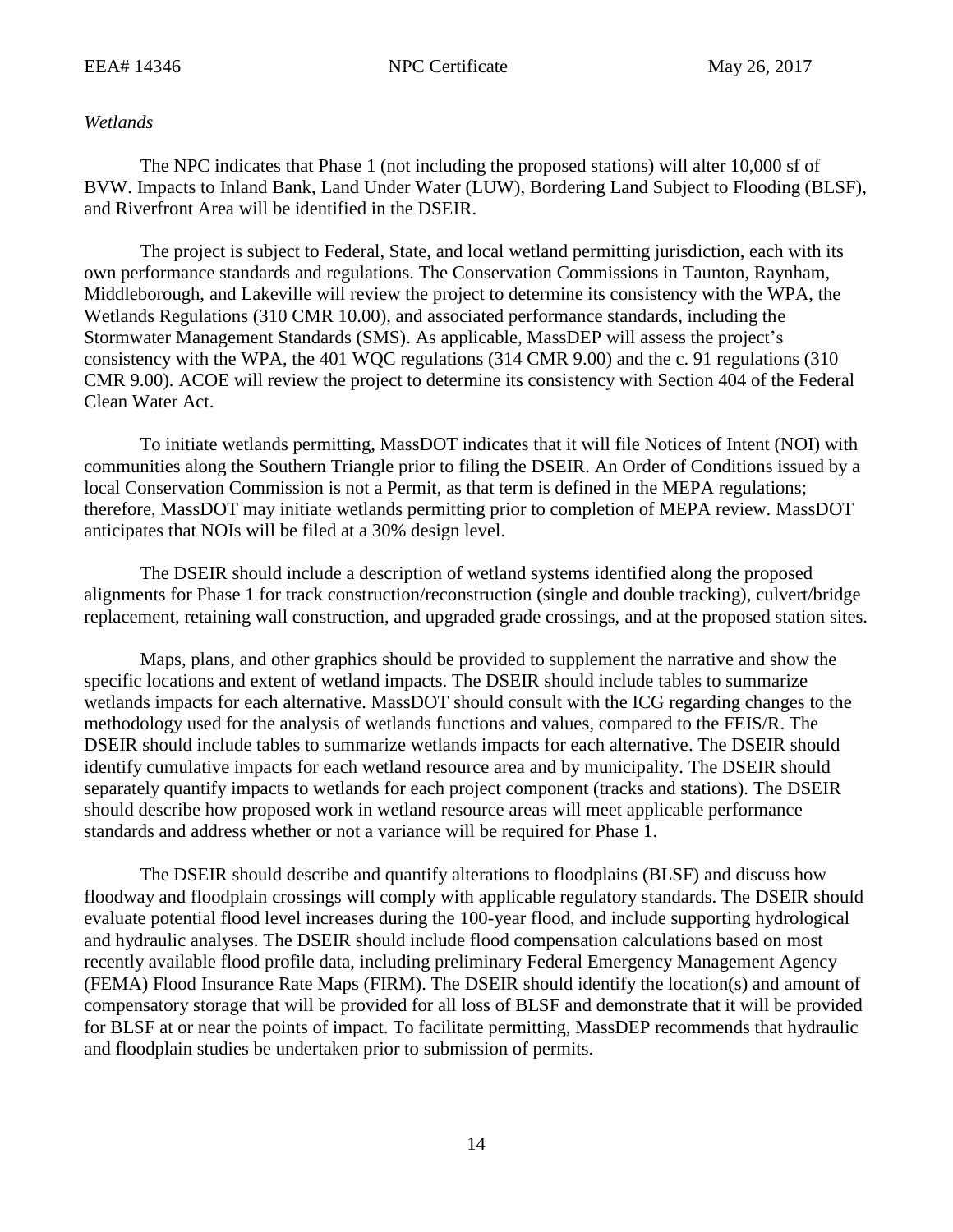*Wetlands*

The NPC indicates that Phase 1 (not including the proposed stations) will alter 10,000 sf of BVW. Impacts to Inland Bank, Land Under Water (LUW), Bordering Land Subject to Flooding (BLSF), and Riverfront Area will be identified in the DSEIR.

The project is subject to Federal, State, and local wetland permitting jurisdiction, each with its own performance standards and regulations. The Conservation Commissions in Taunton, Raynham, Middleborough, and Lakeville will review the project to determine its consistency with the WPA, the Wetlands Regulations (310 CMR 10.00), and associated performance standards, including the Stormwater Management Standards (SMS). As applicable, MassDEP will assess the project's consistency with the WPA, the 401 WQC regulations (314 CMR 9.00) and the c. 91 regulations (310 CMR 9.00). ACOE will review the project to determine its consistency with Section 404 of the Federal Clean Water Act.

To initiate wetlands permitting, MassDOT indicates that it will file Notices of Intent (NOI) with communities along the Southern Triangle prior to filing the DSEIR. An Order of Conditions issued by a local Conservation Commission is not a Permit, as that term is defined in the MEPA regulations; therefore, MassDOT may initiate wetlands permitting prior to completion of MEPA review. MassDOT anticipates that NOIs will be filed at a 30% design level.

The DSEIR should include a description of wetland systems identified along the proposed alignments for Phase 1 for track construction/reconstruction (single and double tracking), culvert/bridge replacement, retaining wall construction, and upgraded grade crossings, and at the proposed station sites.

Maps, plans, and other graphics should be provided to supplement the narrative and show the specific locations and extent of wetland impacts. The DSEIR should include tables to summarize wetlands impacts for each alternative. MassDOT should consult with the ICG regarding changes to the methodology used for the analysis of wetlands functions and values, compared to the FEIS/R. The DSEIR should include tables to summarize wetlands impacts for each alternative. The DSEIR should identify cumulative impacts for each wetland resource area and by municipality. The DSEIR should separately quantify impacts to wetlands for each project component (tracks and stations). The DSEIR should describe how proposed work in wetland resource areas will meet applicable performance standards and address whether or not a variance will be required for Phase 1.

The DSEIR should describe and quantify alterations to floodplains (BLSF) and discuss how floodway and floodplain crossings will comply with applicable regulatory standards. The DSEIR should evaluate potential flood level increases during the 100-year flood, and include supporting hydrological and hydraulic analyses. The DSEIR should include flood compensation calculations based on most recently available flood profile data, including preliminary Federal Emergency Management Agency (FEMA) Flood Insurance Rate Maps (FIRM). The DSEIR should identify the location(s) and amount of compensatory storage that will be provided for all loss of BLSF and demonstrate that it will be provided for BLSF at or near the points of impact. To facilitate permitting, MassDEP recommends that hydraulic and floodplain studies be undertaken prior to submission of permits.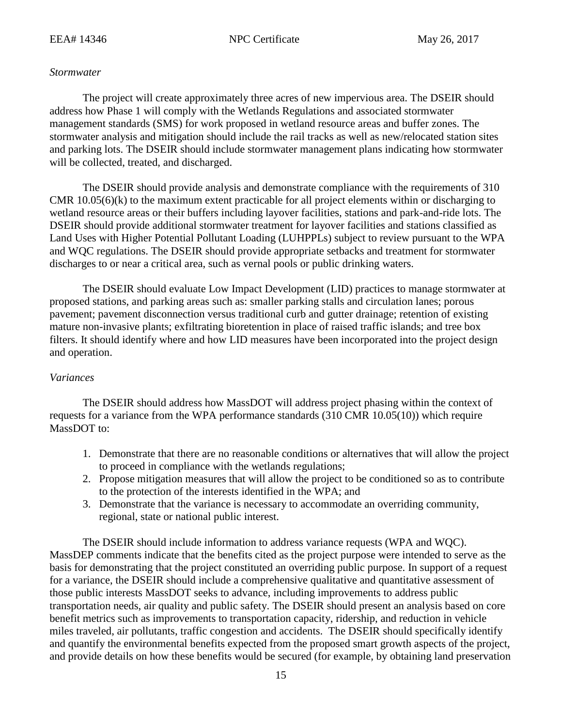*Stormwater*

The project will create approximately three acres of new impervious area. The DSEIR should address how Phase 1 will comply with the Wetlands Regulations and associated stormwater management standards (SMS) for work proposed in wetland resource areas and buffer zones. The stormwater analysis and mitigation should include the rail tracks as well as new/relocated station sites and parking lots. The DSEIR should include stormwater management plans indicating how stormwater will be collected, treated, and discharged.

The DSEIR should provide analysis and demonstrate compliance with the requirements of 310 CMR 10.05(6)(k) to the maximum extent practicable for all project elements within or discharging to wetland resource areas or their buffers including layover facilities, stations and park-and-ride lots. The DSEIR should provide additional stormwater treatment for layover facilities and stations classified as Land Uses with Higher Potential Pollutant Loading (LUHPPLs) subject to review pursuant to the WPA and WQC regulations. The DSEIR should provide appropriate setbacks and treatment for stormwater discharges to or near a critical area, such as vernal pools or public drinking waters.

The DSEIR should evaluate Low Impact Development (LID) practices to manage stormwater at proposed stations, and parking areas such as: smaller parking stalls and circulation lanes; porous pavement; pavement disconnection versus traditional curb and gutter drainage; retention of existing mature non-invasive plants; exfiltrating bioretention in place of raised traffic islands; and tree box filters. It should identify where and how LID measures have been incorporated into the project design and operation.

*Variances*

The DSEIR should address how MassDOT will address project phasing within the context of requests for a variance from the WPA performance standards (310 CMR 10.05(10)) which require MassDOT to:

1. Demonstrate that there are no reasonable conditions or alternatives that will allow the project to proceed in compliance with the wetlands regulations;
2. Propose mitigation measures that will allow the project to be conditioned so as to contribute to the protection of the interests identified in the WPA; and
3. Demonstrate that the variance is necessary to accommodate an overriding community, regional, state or national public interest.

The DSEIR should include information to address variance requests (WPA and WQC). MassDEP comments indicate that the benefits cited as the project purpose were intended to serve as the basis for demonstrating that the project constituted an overriding public purpose. In support of a request for a variance, the DSEIR should include a comprehensive qualitative and quantitative assessment of those public interests MassDOT seeks to advance, including improvements to address public transportation needs, air quality and public safety. The DSEIR should present an analysis based on core benefit metrics such as improvements to transportation capacity, ridership, and reduction in vehicle miles traveled, air pollutants, traffic congestion and accidents. The DSEIR should specifically identify and quantify the environmental benefits expected from the proposed smart growth aspects of the project, and provide details on how these benefits would be secured (for example, by obtaining land preservation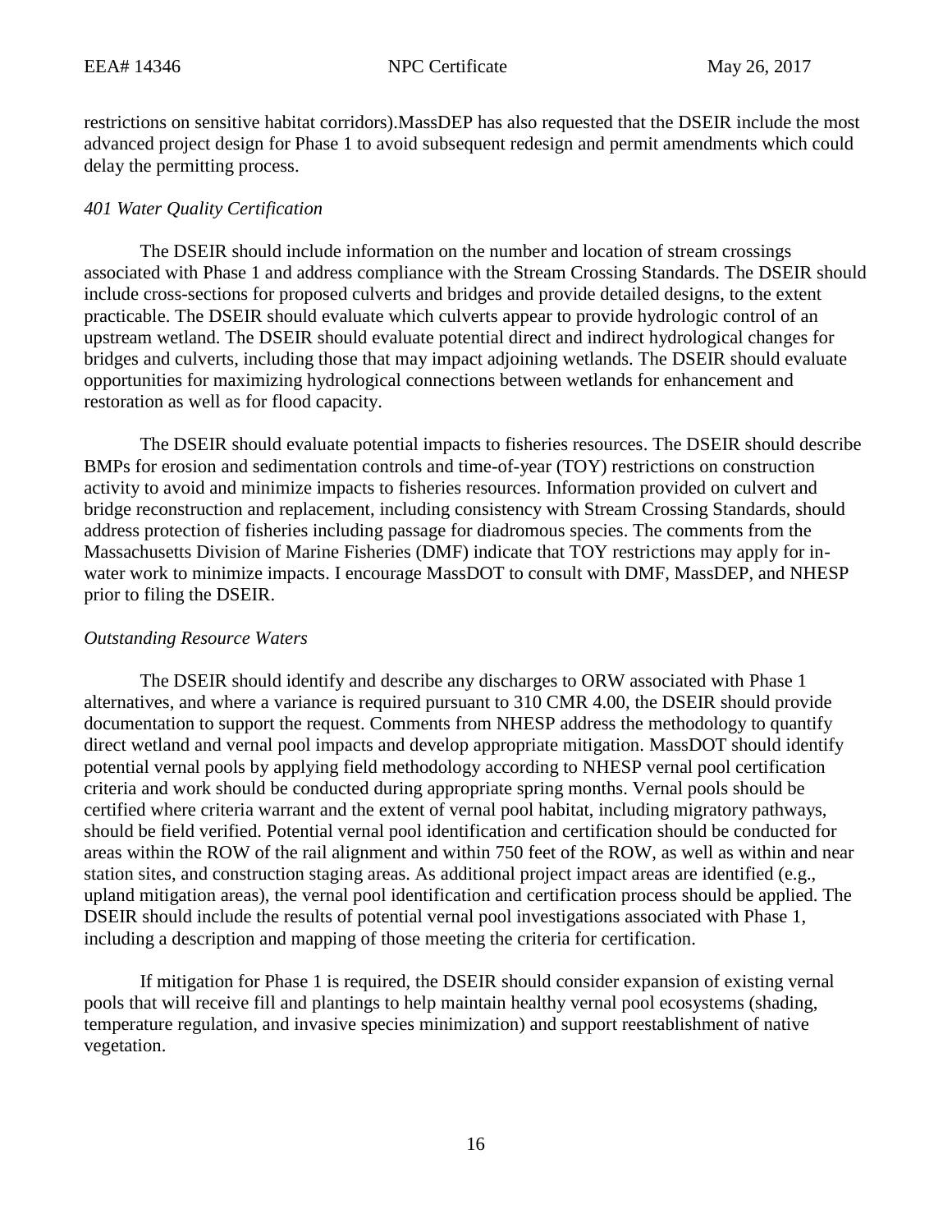restrictions on sensitive habitat corridors).MassDEP has also requested that the DSEIR include the most advanced project design for Phase 1 to avoid subsequent redesign and permit amendments which could delay the permitting process.

*401 Water Quality Certification*

The DSEIR should include information on the number and location of stream crossings associated with Phase 1 and address compliance with the Stream Crossing Standards. The DSEIR should include cross-sections for proposed culverts and bridges and provide detailed designs, to the extent practicable. The DSEIR should evaluate which culverts appear to provide hydrologic control of an upstream wetland. The DSEIR should evaluate potential direct and indirect hydrological changes for bridges and culverts, including those that may impact adjoining wetlands. The DSEIR should evaluate opportunities for maximizing hydrological connections between wetlands for enhancement and restoration as well as for flood capacity.

The DSEIR should evaluate potential impacts to fisheries resources. The DSEIR should describe BMPs for erosion and sedimentation controls and time-of-year (TOY) restrictions on construction activity to avoid and minimize impacts to fisheries resources. Information provided on culvert and bridge reconstruction and replacement, including consistency with Stream Crossing Standards, should address protection of fisheries including passage for diadromous species. The comments from the Massachusetts Division of Marine Fisheries (DMF) indicate that TOY restrictions may apply for in-water work to minimize impacts. I encourage MassDOT to consult with DMF, MassDEP, and NHESP prior to filing the DSEIR.

*Outstanding Resource Waters*

The DSEIR should identify and describe any discharges to ORW associated with Phase 1 alternatives, and where a variance is required pursuant to 310 CMR 4.00, the DSEIR should provide documentation to support the request. Comments from NHESP address the methodology to quantify direct wetland and vernal pool impacts and develop appropriate mitigation. MassDOT should identify potential vernal pools by applying field methodology according to NHESP vernal pool certification criteria and work should be conducted during appropriate spring months. Vernal pools should be certified where criteria warrant and the extent of vernal pool habitat, including migratory pathways, should be field verified. Potential vernal pool identification and certification should be conducted for areas within the ROW of the rail alignment and within 750 feet of the ROW, as well as within and near station sites, and construction staging areas. As additional project impact areas are identified (e.g., upland mitigation areas), the vernal pool identification and certification process should be applied. The DSEIR should include the results of potential vernal pool investigations associated with Phase 1, including a description and mapping of those meeting the criteria for certification.

If mitigation for Phase 1 is required, the DSEIR should consider expansion of existing vernal pools that will receive fill and plantings to help maintain healthy vernal pool ecosystems (shading, temperature regulation, and invasive species minimization) and support reestablishment of native vegetation.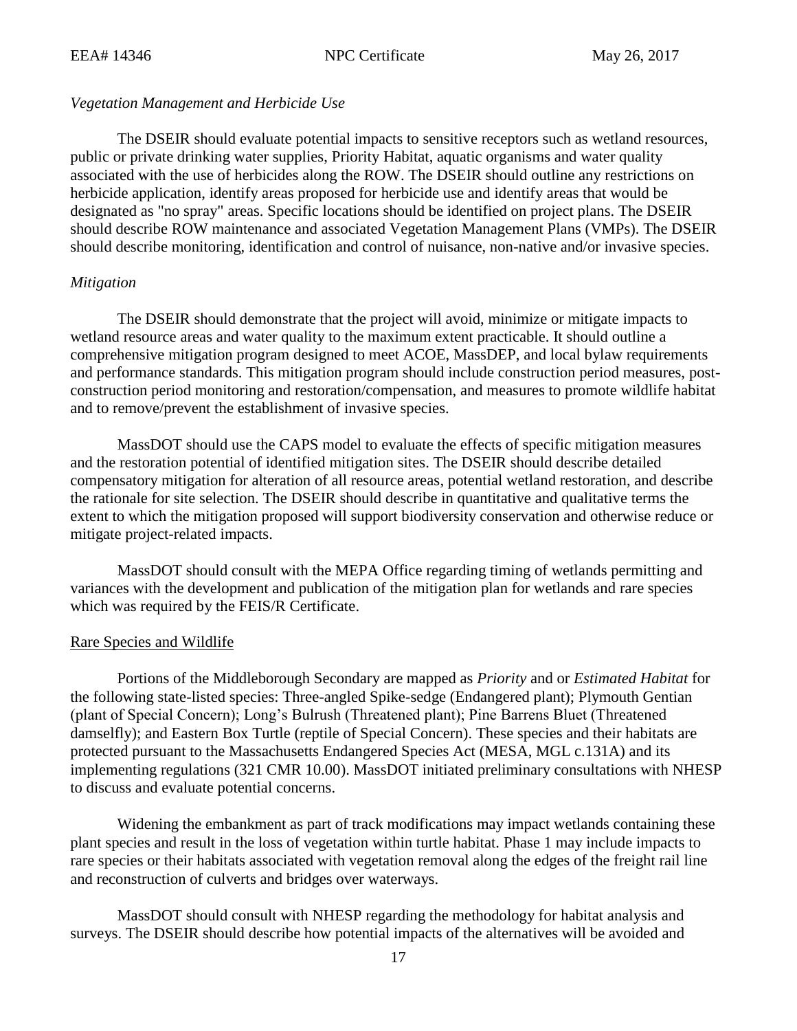*Vegetation Management and Herbicide Use*

The DSEIR should evaluate potential impacts to sensitive receptors such as wetland resources, public or private drinking water supplies, Priority Habitat, aquatic organisms and water quality associated with the use of herbicides along the ROW. The DSEIR should outline any restrictions on herbicide application, identify areas proposed for herbicide use and identify areas that would be designated as "no spray" areas. Specific locations should be identified on project plans. The DSEIR should describe ROW maintenance and associated Vegetation Management Plans (VMPs). The DSEIR should describe monitoring, identification and control of nuisance, non-native and/or invasive species.

*Mitigation*

The DSEIR should demonstrate that the project will avoid, minimize or mitigate impacts to wetland resource areas and water quality to the maximum extent practicable. It should outline a comprehensive mitigation program designed to meet ACOE, MassDEP, and local bylaw requirements and performance standards. This mitigation program should include construction period measures, post-construction period monitoring and restoration/compensation, and measures to promote wildlife habitat and to remove/prevent the establishment of invasive species.

MassDOT should use the CAPS model to evaluate the effects of specific mitigation measures and the restoration potential of identified mitigation sites. The DSEIR should describe detailed compensatory mitigation for alteration of all resource areas, potential wetland restoration, and describe the rationale for site selection. The DSEIR should describe in quantitative and qualitative terms the extent to which the mitigation proposed will support biodiversity conservation and otherwise reduce or mitigate project-related impacts.

MassDOT should consult with the MEPA Office regarding timing of wetlands permitting and variances with the development and publication of the mitigation plan for wetlands and rare species which was required by the FEIS/R Certificate.

## Rare Species and Wildlife

Portions of the Middleborough Secondary are mapped as *Priority* and or *Estimated Habitat* for the following state-listed species: Three-angled Spike-sedge (Endangered plant); Plymouth Gentian (plant of Special Concern); Long's Bulrush (Threatened plant); Pine Barrens Bluet (Threatened damselfly); and Eastern Box Turtle (reptile of Special Concern). These species and their habitats are protected pursuant to the Massachusetts Endangered Species Act (MESA, MGL c.131A) and its implementing regulations (321 CMR 10.00). MassDOT initiated preliminary consultations with NHESP to discuss and evaluate potential concerns.

Widening the embankment as part of track modifications may impact wetlands containing these plant species and result in the loss of vegetation within turtle habitat. Phase 1 may include impacts to rare species or their habitats associated with vegetation removal along the edges of the freight rail line and reconstruction of culverts and bridges over waterways.

MassDOT should consult with NHESP regarding the methodology for habitat analysis and surveys. The DSEIR should describe how potential impacts of the alternatives will be avoided and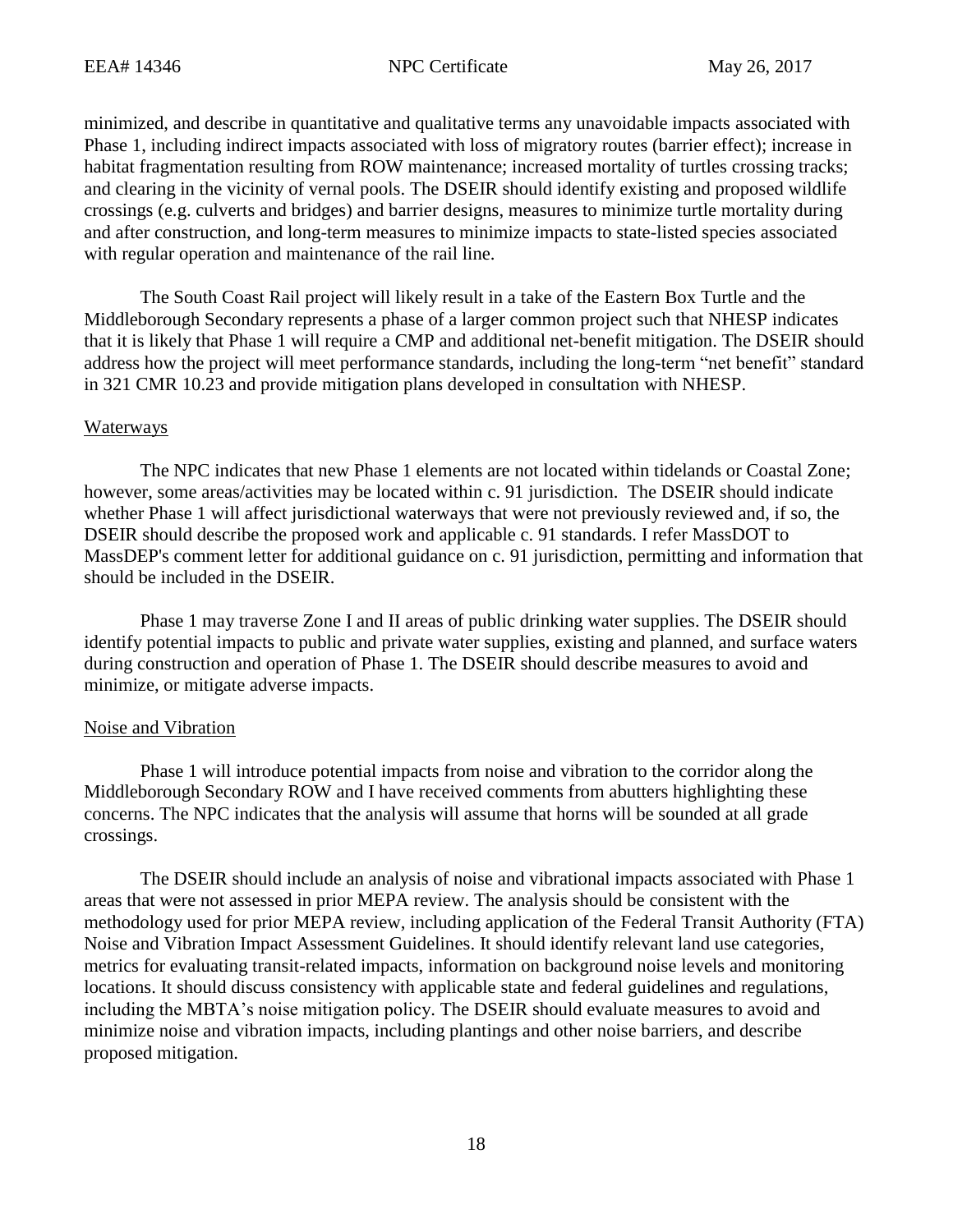minimized, and describe in quantitative and qualitative terms any unavoidable impacts associated with Phase 1, including indirect impacts associated with loss of migratory routes (barrier effect); increase in habitat fragmentation resulting from ROW maintenance; increased mortality of turtles crossing tracks; and clearing in the vicinity of vernal pools. The DSEIR should identify existing and proposed wildlife crossings (e.g. culverts and bridges) and barrier designs, measures to minimize turtle mortality during and after construction, and long-term measures to minimize impacts to state-listed species associated with regular operation and maintenance of the rail line.

The South Coast Rail project will likely result in a take of the Eastern Box Turtle and the Middleborough Secondary represents a phase of a larger common project such that NHESP indicates that it is likely that Phase 1 will require a CMP and additional net-benefit mitigation. The DSEIR should address how the project will meet performance standards, including the long-term "net benefit" standard in 321 CMR 10.23 and provide mitigation plans developed in consultation with NHESP.

### Waterways

The NPC indicates that new Phase 1 elements are not located within tidelands or Coastal Zone; however, some areas/activities may be located within c. 91 jurisdiction. The DSEIR should indicate whether Phase 1 will affect jurisdictional waterways that were not previously reviewed and, if so, the DSEIR should describe the proposed work and applicable c. 91 standards. I refer MassDOT to MassDEP's comment letter for additional guidance on c. 91 jurisdiction, permitting and information that should be included in the DSEIR.

Phase 1 may traverse Zone I and II areas of public drinking water supplies. The DSEIR should identify potential impacts to public and private water supplies, existing and planned, and surface waters during construction and operation of Phase 1. The DSEIR should describe measures to avoid and minimize, or mitigate adverse impacts.

### Noise and Vibration

Phase 1 will introduce potential impacts from noise and vibration to the corridor along the Middleborough Secondary ROW and I have received comments from abutters highlighting these concerns. The NPC indicates that the analysis will assume that horns will be sounded at all grade crossings.

The DSEIR should include an analysis of noise and vibrational impacts associated with Phase 1 areas that were not assessed in prior MEPA review. The analysis should be consistent with the methodology used for prior MEPA review, including application of the Federal Transit Authority (FTA) Noise and Vibration Impact Assessment Guidelines. It should identify relevant land use categories, metrics for evaluating transit-related impacts, information on background noise levels and monitoring locations. It should discuss consistency with applicable state and federal guidelines and regulations, including the MBTA's noise mitigation policy. The DSEIR should evaluate measures to avoid and minimize noise and vibration impacts, including plantings and other noise barriers, and describe proposed mitigation.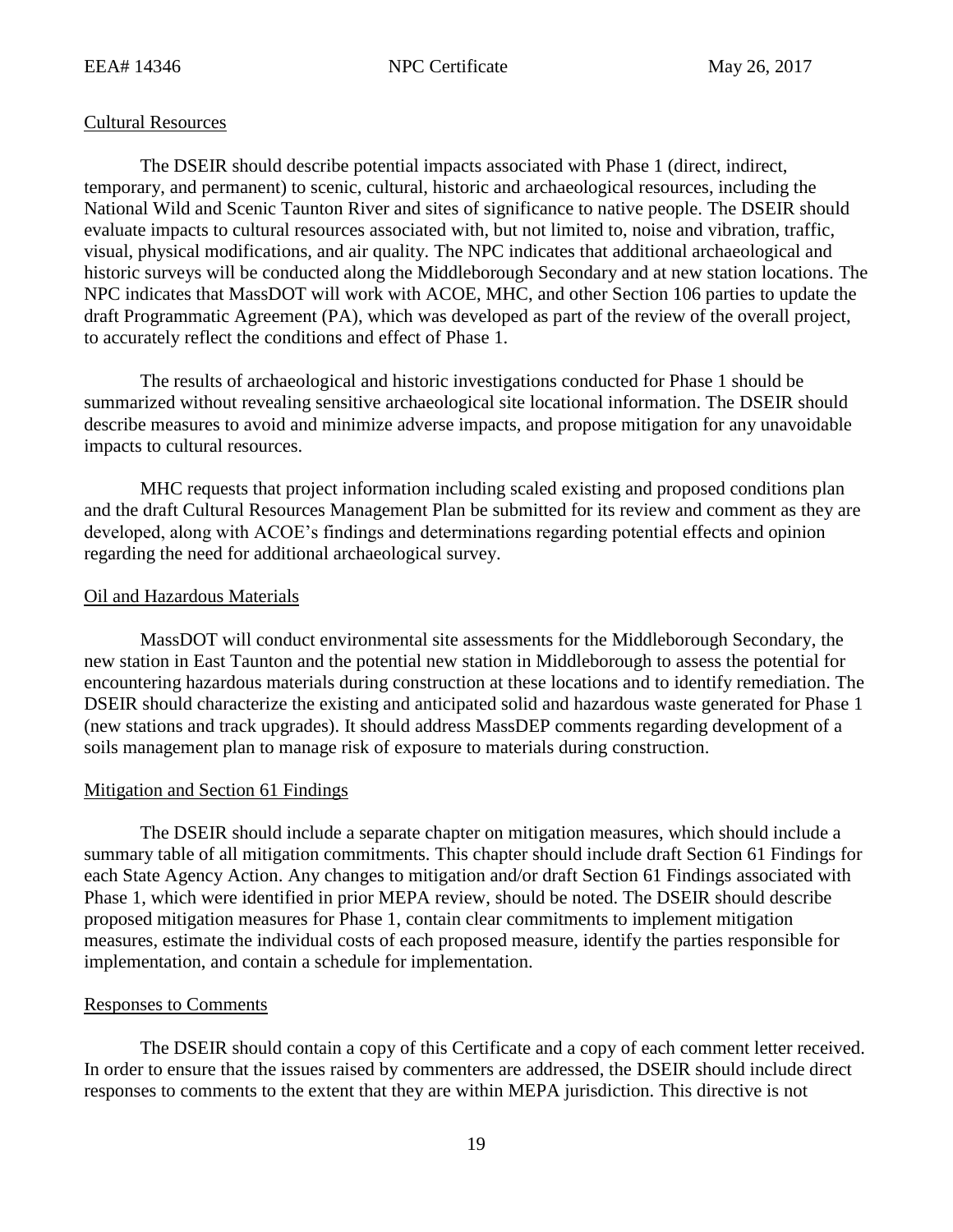## Cultural Resources

The DSEIR should describe potential impacts associated with Phase 1 (direct, indirect, temporary, and permanent) to scenic, cultural, historic and archaeological resources, including the National Wild and Scenic Taunton River and sites of significance to native people. The DSEIR should evaluate impacts to cultural resources associated with, but not limited to, noise and vibration, traffic, visual, physical modifications, and air quality. The NPC indicates that additional archaeological and historic surveys will be conducted along the Middleborough Secondary and at new station locations. The NPC indicates that MassDOT will work with ACOE, MHC, and other Section 106 parties to update the draft Programmatic Agreement (PA), which was developed as part of the review of the overall project, to accurately reflect the conditions and effect of Phase 1.

The results of archaeological and historic investigations conducted for Phase 1 should be summarized without revealing sensitive archaeological site locational information. The DSEIR should describe measures to avoid and minimize adverse impacts, and propose mitigation for any unavoidable impacts to cultural resources.

MHC requests that project information including scaled existing and proposed conditions plan and the draft Cultural Resources Management Plan be submitted for its review and comment as they are developed, along with ACOE's findings and determinations regarding potential effects and opinion regarding the need for additional archaeological survey.

## Oil and Hazardous Materials

MassDOT will conduct environmental site assessments for the Middleborough Secondary, the new station in East Taunton and the potential new station in Middleborough to assess the potential for encountering hazardous materials during construction at these locations and to identify remediation. The DSEIR should characterize the existing and anticipated solid and hazardous waste generated for Phase 1 (new stations and track upgrades). It should address MassDEP comments regarding development of a soils management plan to manage risk of exposure to materials during construction.

## Mitigation and Section 61 Findings

The DSEIR should include a separate chapter on mitigation measures, which should include a summary table of all mitigation commitments. This chapter should include draft Section 61 Findings for each State Agency Action. Any changes to mitigation and/or draft Section 61 Findings associated with Phase 1, which were identified in prior MEPA review, should be noted. The DSEIR should describe proposed mitigation measures for Phase 1, contain clear commitments to implement mitigation measures, estimate the individual costs of each proposed measure, identify the parties responsible for implementation, and contain a schedule for implementation.

## Responses to Comments

The DSEIR should contain a copy of this Certificate and a copy of each comment letter received. In order to ensure that the issues raised by commenters are addressed, the DSEIR should include direct responses to comments to the extent that they are within MEPA jurisdiction. This directive is not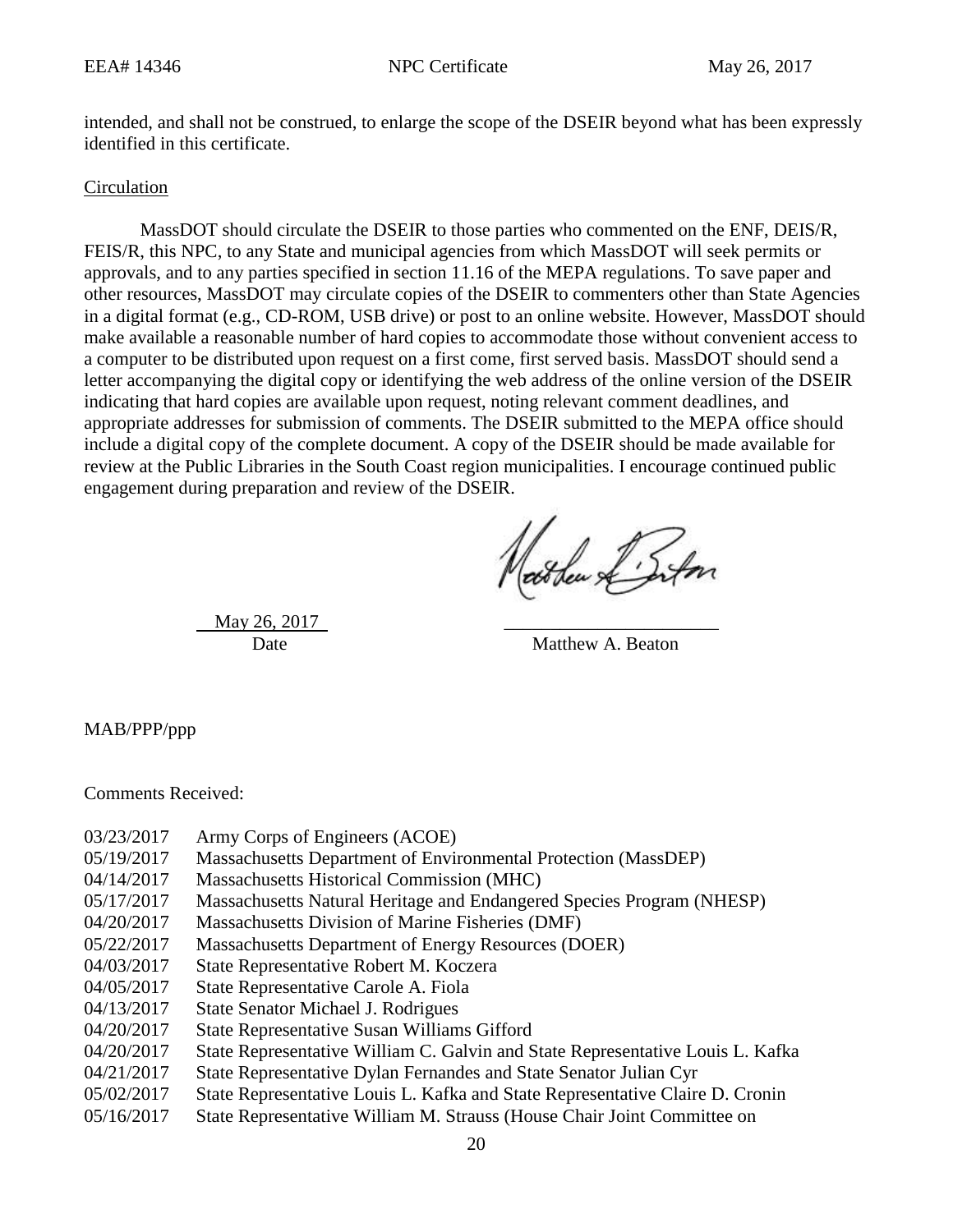intended, and shall not be construed, to enlarge the scope of the DSEIR beyond what has been expressly identified in this certificate.

Circulation

MassDOT should circulate the DSEIR to those parties who commented on the ENF, DEIS/R, FEIS/R, this NPC, to any State and municipal agencies from which MassDOT will seek permits or approvals, and to any parties specified in section 11.16 of the MEPA regulations. To save paper and other resources, MassDOT may circulate copies of the DSEIR to commenters other than State Agencies in a digital format (e.g., CD-ROM, USB drive) or post to an online website. However, MassDOT should make available a reasonable number of hard copies to accommodate those without convenient access to a computer to be distributed upon request on a first come, first served basis. MassDOT should send a letter accompanying the digital copy or identifying the web address of the online version of the DSEIR indicating that hard copies are available upon request, noting relevant comment deadlines, and appropriate addresses for submission of comments. The DSEIR submitted to the MEPA office should include a digital copy of the complete document. A copy of the DSEIR should be made available for review at the Public Libraries in the South Coast region municipalities. I encourage continued public engagement during preparation and review of the DSEIR.

May 26, 2017
Date

Matthew A. Beaton

MAB/PPP/ppp

Comments Received:

03/23/2017 Army Corps of Engineers (ACOE)
05/19/2017 Massachusetts Department of Environmental Protection (MassDEP)
04/14/2017 Massachusetts Historical Commission (MHC)
05/17/2017 Massachusetts Natural Heritage and Endangered Species Program (NHESP)
04/20/2017 Massachusetts Division of Marine Fisheries (DMF)
05/22/2017 Massachusetts Department of Energy Resources (DOER)
04/03/2017 State Representative Robert M. Koczera
04/05/2017 State Representative Carole A. Fiola
04/13/2017 State Senator Michael J. Rodrigues
04/20/2017 State Representative Susan Williams Gifford
04/20/2017 State Representative William C. Galvin and State Representative Louis L. Kafka
04/21/2017 State Representative Dylan Fernandes and State Senator Julian Cyr
05/02/2017 State Representative Louis L. Kafka and State Representative Claire D. Cronin
05/16/2017 State Representative William M. Strauss (House Chair Joint Committee on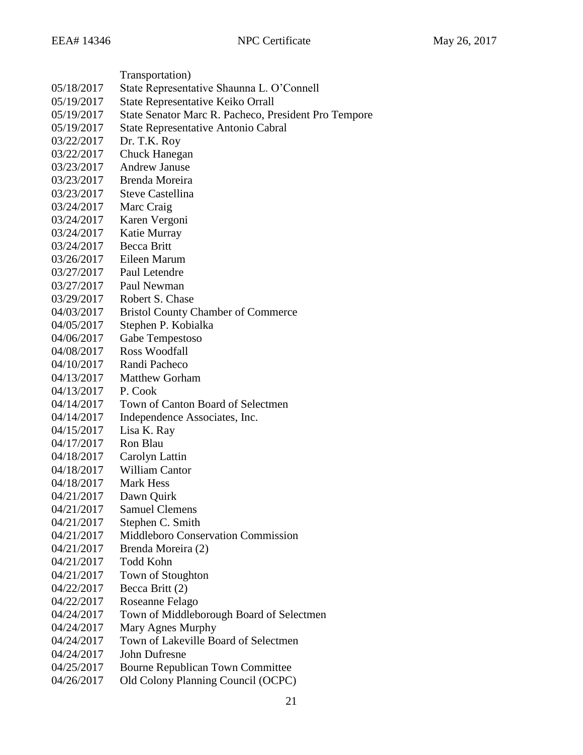Transportation)

| | |
|---|---|
| 05/18/2017 | State Representative Shaunna L. O'Connell |
| 05/19/2017 | State Representative Keiko Orrall |
| 05/19/2017 | State Senator Marc R. Pacheco, President Pro Tempore |
| 05/19/2017 | State Representative Antonio Cabral |
| 03/22/2017 | Dr. T.K. Roy |
| 03/22/2017 | Chuck Hanegan |
| 03/23/2017 | Andrew Januse |
| 03/23/2017 | Brenda Moreira |
| 03/23/2017 | Steve Castellina |
| 03/24/2017 | Marc Craig |
| 03/24/2017 | Karen Vergoni |
| 03/24/2017 | Katie Murray |
| 03/24/2017 | Becca Britt |
| 03/26/2017 | Eileen Marum |
| 03/27/2017 | Paul Letendre |
| 03/27/2017 | Paul Newman |
| 03/29/2017 | Robert S. Chase |
| 04/03/2017 | Bristol County Chamber of Commerce |
| 04/05/2017 | Stephen P. Kobialka |
| 04/06/2017 | Gabe Tempestoso |
| 04/08/2017 | Ross Woodfall |
| 04/10/2017 | Randi Pacheco |
| 04/13/2017 | Matthew Gorham |
| 04/13/2017 | P. Cook |
| 04/14/2017 | Town of Canton Board of Selectmen |
| 04/14/2017 | Independence Associates, Inc. |
| 04/15/2017 | Lisa K. Ray |
| 04/17/2017 | Ron Blau |
| 04/18/2017 | Carolyn Lattin |
| 04/18/2017 | William Cantor |
| 04/18/2017 | Mark Hess |
| 04/21/2017 | Dawn Quirk |
| 04/21/2017 | Samuel Clemens |
| 04/21/2017 | Stephen C. Smith |
| 04/21/2017 | Middleboro Conservation Commission |
| 04/21/2017 | Brenda Moreira (2) |
| 04/21/2017 | Todd Kohn |
| 04/21/2017 | Town of Stoughton |
| 04/22/2017 | Becca Britt (2) |
| 04/22/2017 | Roseanne Felago |
| 04/24/2017 | Town of Middleborough Board of Selectmen |
| 04/24/2017 | Mary Agnes Murphy |
| 04/24/2017 | Town of Lakeville Board of Selectmen |
| 04/24/2017 | John Dufresne |
| 04/25/2017 | Bourne Republican Town Committee |
| 04/26/2017 | Old Colony Planning Council (OCPC) |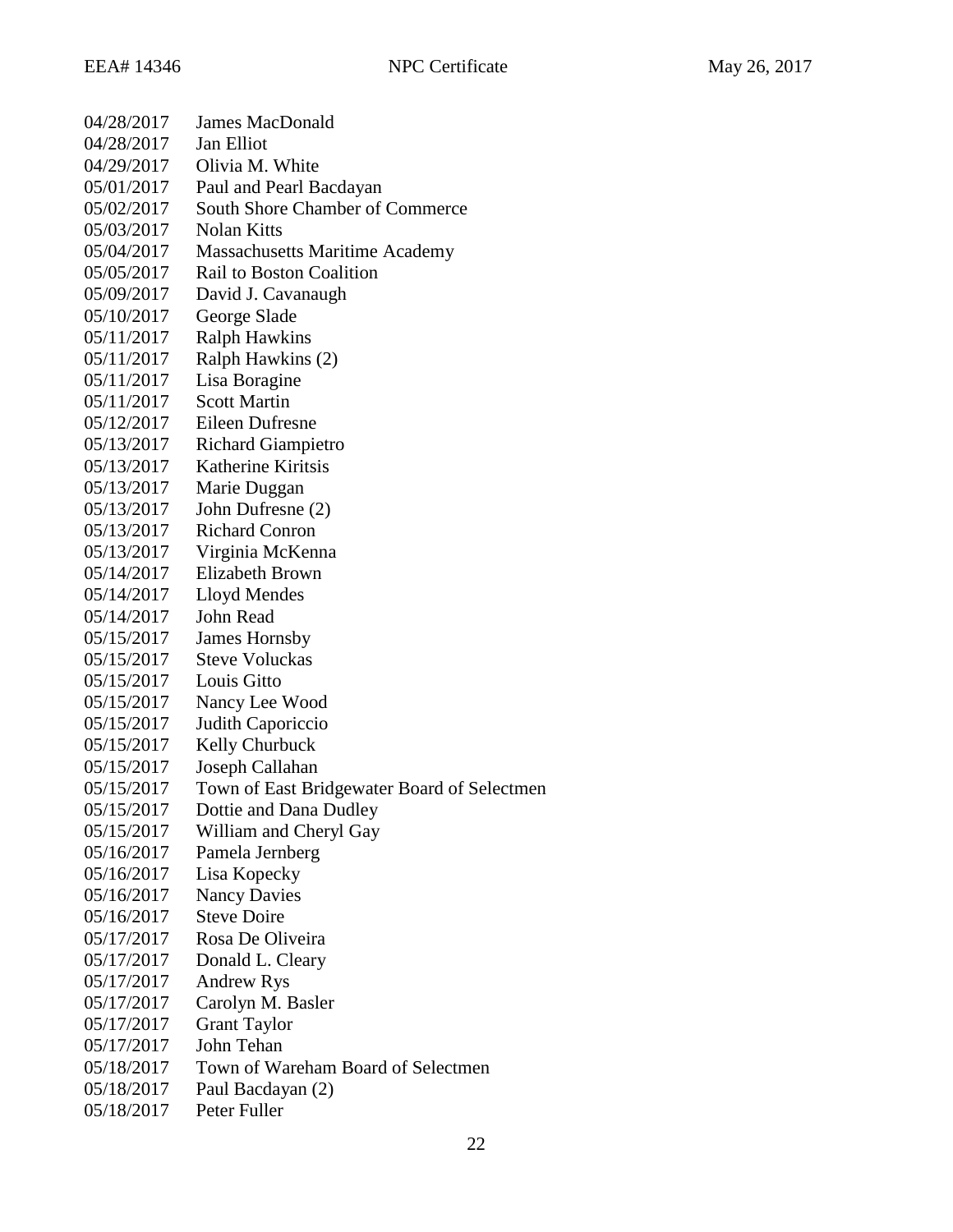04/28/2017 James MacDonald
04/28/2017 Jan Elliot
04/29/2017 Olivia M. White
05/01/2017 Paul and Pearl Bacdayan
05/02/2017 South Shore Chamber of Commerce
05/03/2017 Nolan Kitts
05/04/2017 Massachusetts Maritime Academy
05/05/2017 Rail to Boston Coalition
05/09/2017 David J. Cavanaugh
05/10/2017 George Slade
05/11/2017 Ralph Hawkins
05/11/2017 Ralph Hawkins (2)
05/11/2017 Lisa Boragine
05/11/2017 Scott Martin
05/12/2017 Eileen Dufresne
05/13/2017 Richard Giampietro
05/13/2017 Katherine Kiritsis
05/13/2017 Marie Duggan
05/13/2017 John Dufresne (2)
05/13/2017 Richard Conron
05/13/2017 Virginia McKenna
05/14/2017 Elizabeth Brown
05/14/2017 Lloyd Mendes
05/14/2017 John Read
05/15/2017 James Hornsby
05/15/2017 Steve Voluckas
05/15/2017 Louis Gitto
05/15/2017 Nancy Lee Wood
05/15/2017 Judith Caporiccio
05/15/2017 Kelly Churbuck
05/15/2017 Joseph Callahan
05/15/2017 Town of East Bridgewater Board of Selectmen
05/15/2017 Dottie and Dana Dudley
05/15/2017 William and Cheryl Gay
05/16/2017 Pamela Jernberg
05/16/2017 Lisa Kopecky
05/16/2017 Nancy Davies
05/16/2017 Steve Doire
05/17/2017 Rosa De Oliveira
05/17/2017 Donald L. Cleary
05/17/2017 Andrew Rys
05/17/2017 Carolyn M. Basler
05/17/2017 Grant Taylor
05/17/2017 John Tehan
05/18/2017 Town of Wareham Board of Selectmen
05/18/2017 Paul Bacdayan (2)
05/18/2017 Peter Fuller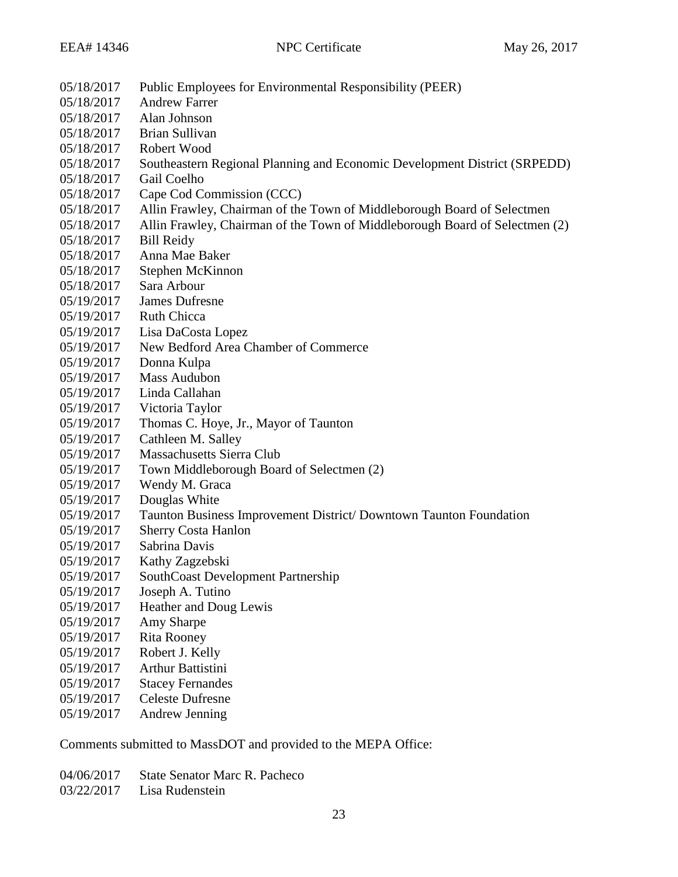05/18/2017 Public Employees for Environmental Responsibility (PEER)
05/18/2017 Andrew Farrer
05/18/2017 Alan Johnson
05/18/2017 Brian Sullivan
05/18/2017 Robert Wood
05/18/2017 Southeastern Regional Planning and Economic Development District (SRPEDD)
05/18/2017 Gail Coelho
05/18/2017 Cape Cod Commission (CCC)
05/18/2017 Allin Frawley, Chairman of the Town of Middleborough Board of Selectmen
05/18/2017 Allin Frawley, Chairman of the Town of Middleborough Board of Selectmen (2)
05/18/2017 Bill Reidy
05/18/2017 Anna Mae Baker
05/18/2017 Stephen McKinnon
05/18/2017 Sara Arbour
05/19/2017 James Dufresne
05/19/2017 Ruth Chicca
05/19/2017 Lisa DaCosta Lopez
05/19/2017 New Bedford Area Chamber of Commerce
05/19/2017 Donna Kulpa
05/19/2017 Mass Audubon
05/19/2017 Linda Callahan
05/19/2017 Victoria Taylor
05/19/2017 Thomas C. Hoye, Jr., Mayor of Taunton
05/19/2017 Cathleen M. Salley
05/19/2017 Massachusetts Sierra Club
05/19/2017 Town Middleborough Board of Selectmen (2)
05/19/2017 Wendy M. Graca
05/19/2017 Douglas White
05/19/2017 Taunton Business Improvement District/ Downtown Taunton Foundation
05/19/2017 Sherry Costa Hanlon
05/19/2017 Sabrina Davis
05/19/2017 Kathy Zagzebski
05/19/2017 SouthCoast Development Partnership
05/19/2017 Joseph A. Tutino
05/19/2017 Heather and Doug Lewis
05/19/2017 Amy Sharpe
05/19/2017 Rita Rooney
05/19/2017 Robert J. Kelly
05/19/2017 Arthur Battistini
05/19/2017 Stacey Fernandes
05/19/2017 Celeste Dufresne
05/19/2017 Andrew Jenning

Comments submitted to MassDOT and provided to the MEPA Office:

04/06/2017 State Senator Marc R. Pacheco
03/22/2017 Lisa Rudenstein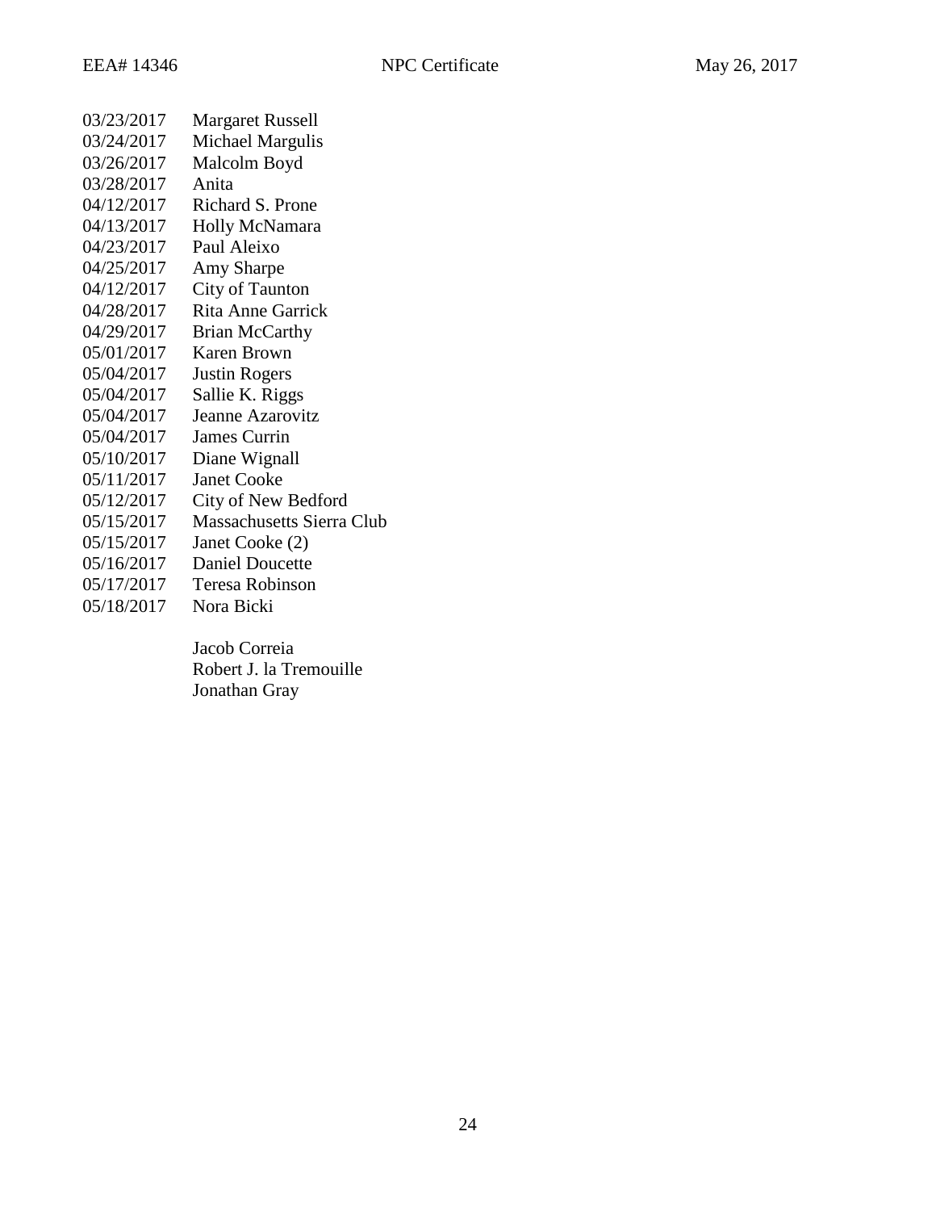| | |
|---|---|
| 03/23/2017 | Margaret Russell |
| 03/24/2017 | Michael Margulis |
| 03/26/2017 | Malcolm Boyd |
| 03/28/2017 | Anita |
| 04/12/2017 | Richard S. Prone |
| 04/13/2017 | Holly McNamara |
| 04/23/2017 | Paul Aleixo |
| 04/25/2017 | Amy Sharpe |
| 04/12/2017 | City of Taunton |
| 04/28/2017 | Rita Anne Garrick |
| 04/29/2017 | Brian McCarthy |
| 05/01/2017 | Karen Brown |
| 05/04/2017 | Justin Rogers |
| 05/04/2017 | Sallie K. Riggs |
| 05/04/2017 | Jeanne Azarovitz |
| 05/04/2017 | James Currin |
| 05/10/2017 | Diane Wignall |
| 05/11/2017 | Janet Cooke |
| 05/12/2017 | City of New Bedford |
| 05/15/2017 | Massachusetts Sierra Club |
| 05/15/2017 | Janet Cooke (2) |
| 05/16/2017 | Daniel Doucette |
| 05/17/2017 | Teresa Robinson |
| 05/18/2017 | Nora Bicki |
| | Jacob Correia |
| | Robert J. la Tremouille |
| | Jonathan Gray |